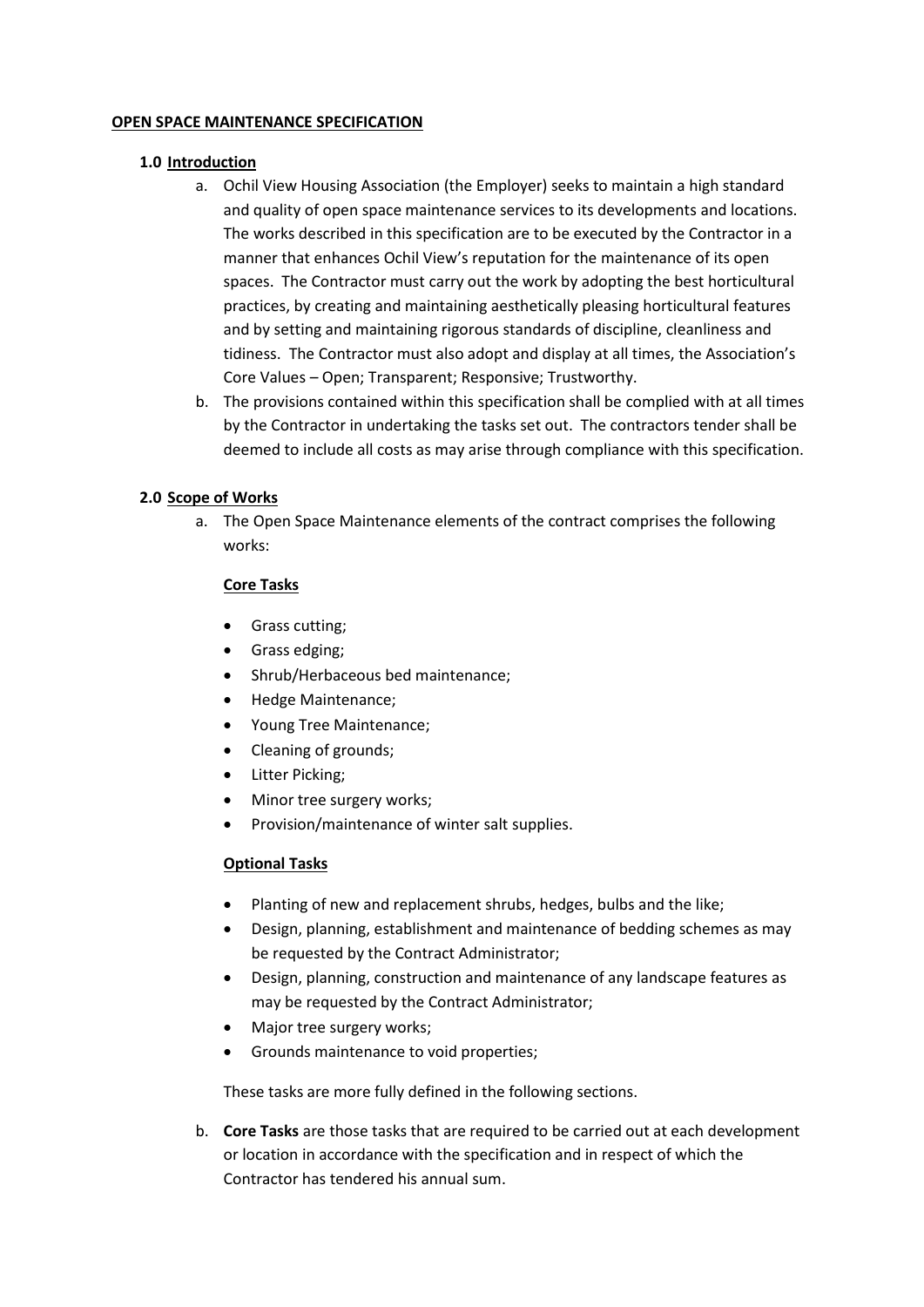# OPEN SPACE MAINTENANCE SPECIFICATION

## 1.0 Introduction

a. Ochil View Housing Association (the Employer) seeks to maintain a high standard and quality of open space maintenance services to its developments and locations. The works described in this specification are to be executed by the Contractor in a manner that enhances Ochil View's reputation for the maintenance of its open spaces. The Contractor must carry out the work by adopting the best horticultural practices, by creating and maintaining aesthetically pleasing horticultural features and by setting and maintaining rigorous standards of discipline, cleanliness and tidiness. The Contractor must also adopt and display at all times, the Association's Core Values – Open; Transparent; Responsive; Trustworthy.

b. The provisions contained within this specification shall be complied with at all times by the Contractor in undertaking the tasks set out. The contractors tender shall be deemed to include all costs as may arise through compliance with this specification.

## 2.0 Scope of Works

a. The Open Space Maintenance elements of the contract comprises the following works:

**Core Tasks**

- Grass cutting;
- Grass edging;
- Shrub/Herbaceous bed maintenance;
- Hedge Maintenance;
- Young Tree Maintenance;
- Cleaning of grounds;
- Litter Picking;
- Minor tree surgery works;
- Provision/maintenance of winter salt supplies.

**Optional Tasks**

- Planting of new and replacement shrubs, hedges, bulbs and the like;
- Design, planning, establishment and maintenance of bedding schemes as may be requested by the Contract Administrator;
- Design, planning, construction and maintenance of any landscape features as may be requested by the Contract Administrator;
- Major tree surgery works;
- Grounds maintenance to void properties;

These tasks are more fully defined in the following sections.

b. **Core Tasks** are those tasks that are required to be carried out at each development or location in accordance with the specification and in respect of which the Contractor has tendered his annual sum.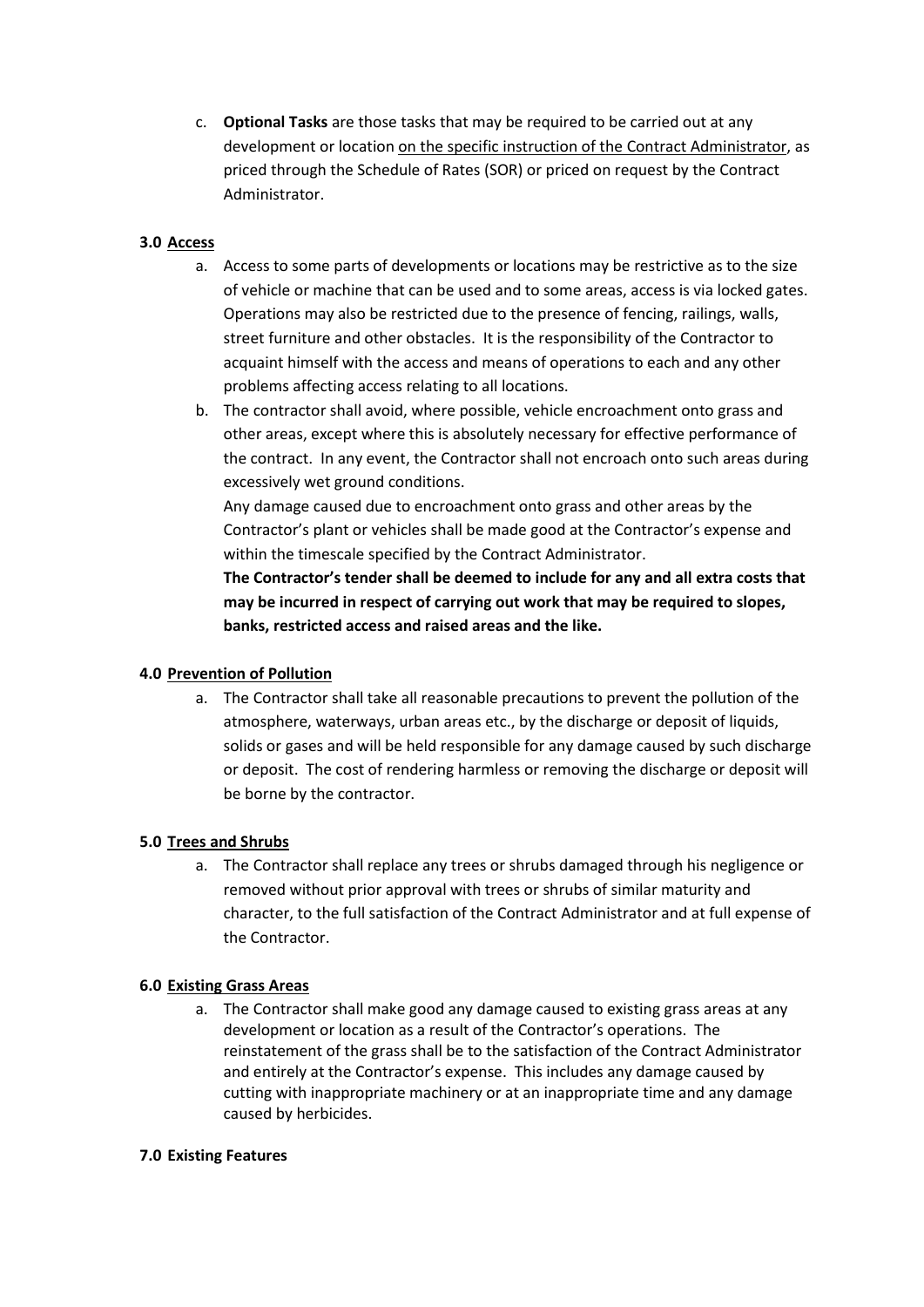c. **Optional Tasks** are those tasks that may be required to be carried out at any development or location on the specific instruction of the Contract Administrator, as priced through the Schedule of Rates (SOR) or priced on request by the Contract Administrator.

### 3.0 Access

a. Access to some parts of developments or locations may be restrictive as to the size of vehicle or machine that can be used and to some areas, access is via locked gates. Operations may also be restricted due to the presence of fencing, railings, walls, street furniture and other obstacles. It is the responsibility of the Contractor to acquaint himself with the access and means of operations to each and any other problems affecting access relating to all locations.

b. The contractor shall avoid, where possible, vehicle encroachment onto grass and other areas, except where this is absolutely necessary for effective performance of the contract. In any event, the Contractor shall not encroach onto such areas during excessively wet ground conditions.

   Any damage caused due to encroachment onto grass and other areas by the Contractor's plant or vehicles shall be made good at the Contractor's expense and within the timescale specified by the Contract Administrator.

   **The Contractor's tender shall be deemed to include for any and all extra costs that may be incurred in respect of carrying out work that may be required to slopes, banks, restricted access and raised areas and the like.**

### 4.0 Prevention of Pollution

a. The Contractor shall take all reasonable precautions to prevent the pollution of the atmosphere, waterways, urban areas etc., by the discharge or deposit of liquids, solids or gases and will be held responsible for any damage caused by such discharge or deposit. The cost of rendering harmless or removing the discharge or deposit will be borne by the contractor.

### 5.0 Trees and Shrubs

a. The Contractor shall replace any trees or shrubs damaged through his negligence or removed without prior approval with trees or shrubs of similar maturity and character, to the full satisfaction of the Contract Administrator and at full expense of the Contractor.

### 6.0 Existing Grass Areas

a. The Contractor shall make good any damage caused to existing grass areas at any development or location as a result of the Contractor's operations. The reinstatement of the grass shall be to the satisfaction of the Contract Administrator and entirely at the Contractor's expense. This includes any damage caused by cutting with inappropriate machinery or at an inappropriate time and any damage caused by herbicides.

### 7.0 Existing Features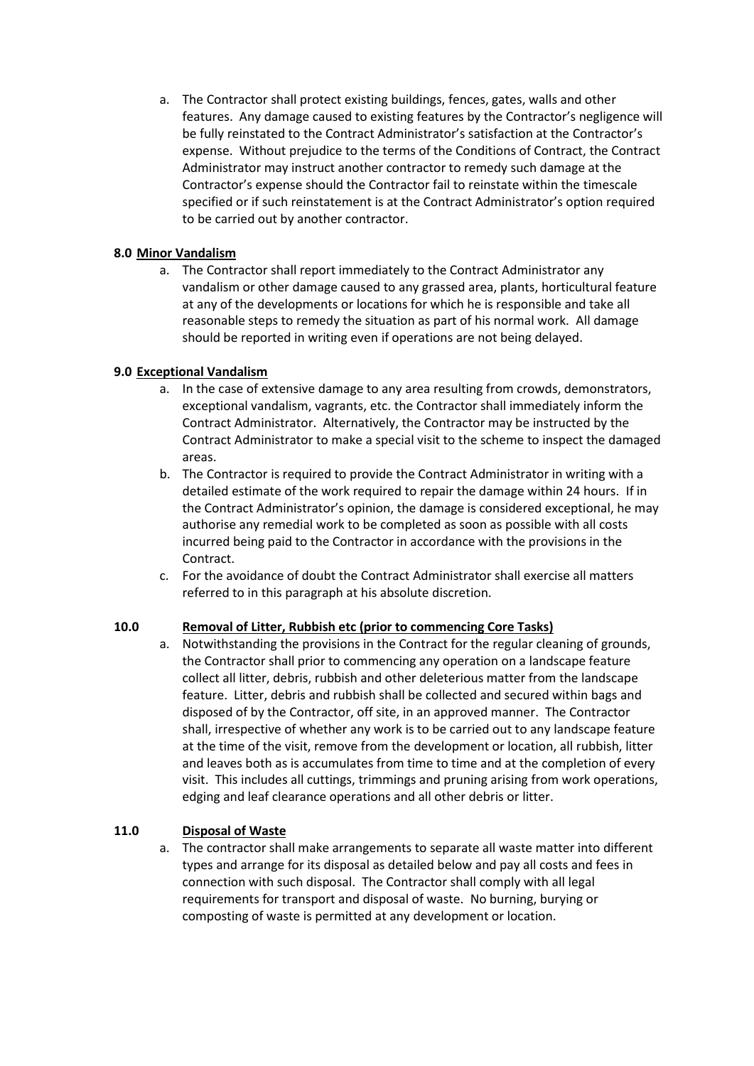a. The Contractor shall protect existing buildings, fences, gates, walls and other features. Any damage caused to existing features by the Contractor's negligence will be fully reinstated to the Contract Administrator's satisfaction at the Contractor's expense. Without prejudice to the terms of the Conditions of Contract, the Contract Administrator may instruct another contractor to remedy such damage at the Contractor's expense should the Contractor fail to reinstate within the timescale specified or if such reinstatement is at the Contract Administrator's option required to be carried out by another contractor.

**8.0 Minor Vandalism**

a. The Contractor shall report immediately to the Contract Administrator any vandalism or other damage caused to any grassed area, plants, horticultural feature at any of the developments or locations for which he is responsible and take all reasonable steps to remedy the situation as part of his normal work. All damage should be reported in writing even if operations are not being delayed.

**9.0 Exceptional Vandalism**

a. In the case of extensive damage to any area resulting from crowds, demonstrators, exceptional vandalism, vagrants, etc. the Contractor shall immediately inform the Contract Administrator. Alternatively, the Contractor may be instructed by the Contract Administrator to make a special visit to the scheme to inspect the damaged areas.
b. The Contractor is required to provide the Contract Administrator in writing with a detailed estimate of the work required to repair the damage within 24 hours. If in the Contract Administrator's opinion, the damage is considered exceptional, he may authorise any remedial work to be completed as soon as possible with all costs incurred being paid to the Contractor in accordance with the provisions in the Contract.
c. For the avoidance of doubt the Contract Administrator shall exercise all matters referred to in this paragraph at his absolute discretion.

**10.0 Removal of Litter, Rubbish etc (prior to commencing Core Tasks)**

a. Notwithstanding the provisions in the Contract for the regular cleaning of grounds, the Contractor shall prior to commencing any operation on a landscape feature collect all litter, debris, rubbish and other deleterious matter from the landscape feature. Litter, debris and rubbish shall be collected and secured within bags and disposed of by the Contractor, off site, in an approved manner. The Contractor shall, irrespective of whether any work is to be carried out to any landscape feature at the time of the visit, remove from the development or location, all rubbish, litter and leaves both as is accumulates from time to time and at the completion of every visit. This includes all cuttings, trimmings and pruning arising from work operations, edging and leaf clearance operations and all other debris or litter.

**11.0 Disposal of Waste**

a. The contractor shall make arrangements to separate all waste matter into different types and arrange for its disposal as detailed below and pay all costs and fees in connection with such disposal. The Contractor shall comply with all legal requirements for transport and disposal of waste. No burning, burying or composting of waste is permitted at any development or location.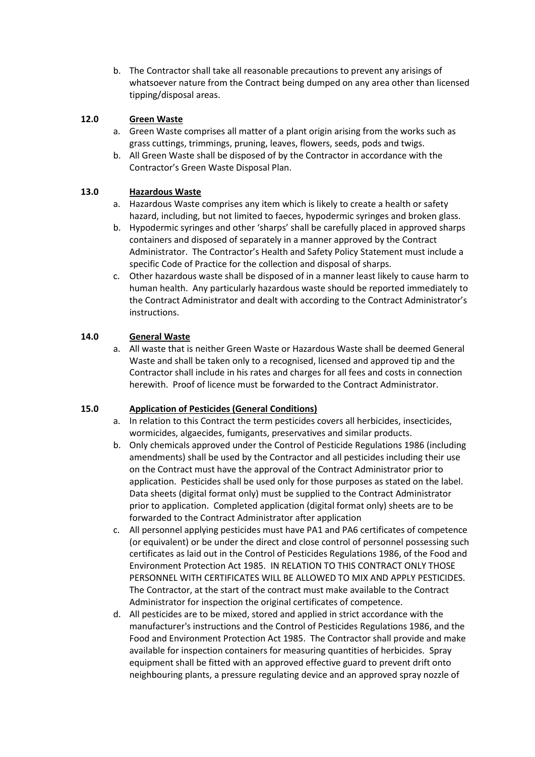b. The Contractor shall take all reasonable precautions to prevent any arisings of whatsoever nature from the Contract being dumped on any area other than licensed tipping/disposal areas.

## 12.0 Green Waste

a. Green Waste comprises all matter of a plant origin arising from the works such as grass cuttings, trimmings, pruning, leaves, flowers, seeds, pods and twigs.

b. All Green Waste shall be disposed of by the Contractor in accordance with the Contractor's Green Waste Disposal Plan.

## 13.0 Hazardous Waste

a. Hazardous Waste comprises any item which is likely to create a health or safety hazard, including, but not limited to faeces, hypodermic syringes and broken glass.

b. Hypodermic syringes and other 'sharps' shall be carefully placed in approved sharps containers and disposed of separately in a manner approved by the Contract Administrator. The Contractor's Health and Safety Policy Statement must include a specific Code of Practice for the collection and disposal of sharps.

c. Other hazardous waste shall be disposed of in a manner least likely to cause harm to human health. Any particularly hazardous waste should be reported immediately to the Contract Administrator and dealt with according to the Contract Administrator's instructions.

## 14.0 General Waste

a. All waste that is neither Green Waste or Hazardous Waste shall be deemed General Waste and shall be taken only to a recognised, licensed and approved tip and the Contractor shall include in his rates and charges for all fees and costs in connection herewith. Proof of licence must be forwarded to the Contract Administrator.

## 15.0 Application of Pesticides (General Conditions)

a. In relation to this Contract the term pesticides covers all herbicides, insecticides, wormicides, algaecides, fumigants, preservatives and similar products.

b. Only chemicals approved under the Control of Pesticide Regulations 1986 (including amendments) shall be used by the Contractor and all pesticides including their use on the Contract must have the approval of the Contract Administrator prior to application. Pesticides shall be used only for those purposes as stated on the label. Data sheets (digital format only) must be supplied to the Contract Administrator prior to application. Completed application (digital format only) sheets are to be forwarded to the Contract Administrator after application

c. All personnel applying pesticides must have PA1 and PA6 certificates of competence (or equivalent) or be under the direct and close control of personnel possessing such certificates as laid out in the Control of Pesticides Regulations 1986, of the Food and Environment Protection Act 1985. IN RELATION TO THIS CONTRACT ONLY THOSE PERSONNEL WITH CERTIFICATES WILL BE ALLOWED TO MIX AND APPLY PESTICIDES. The Contractor, at the start of the contract must make available to the Contract Administrator for inspection the original certificates of competence.

d. All pesticides are to be mixed, stored and applied in strict accordance with the manufacturer's instructions and the Control of Pesticides Regulations 1986, and the Food and Environment Protection Act 1985. The Contractor shall provide and make available for inspection containers for measuring quantities of herbicides. Spray equipment shall be fitted with an approved effective guard to prevent drift onto neighbouring plants, a pressure regulating device and an approved spray nozzle of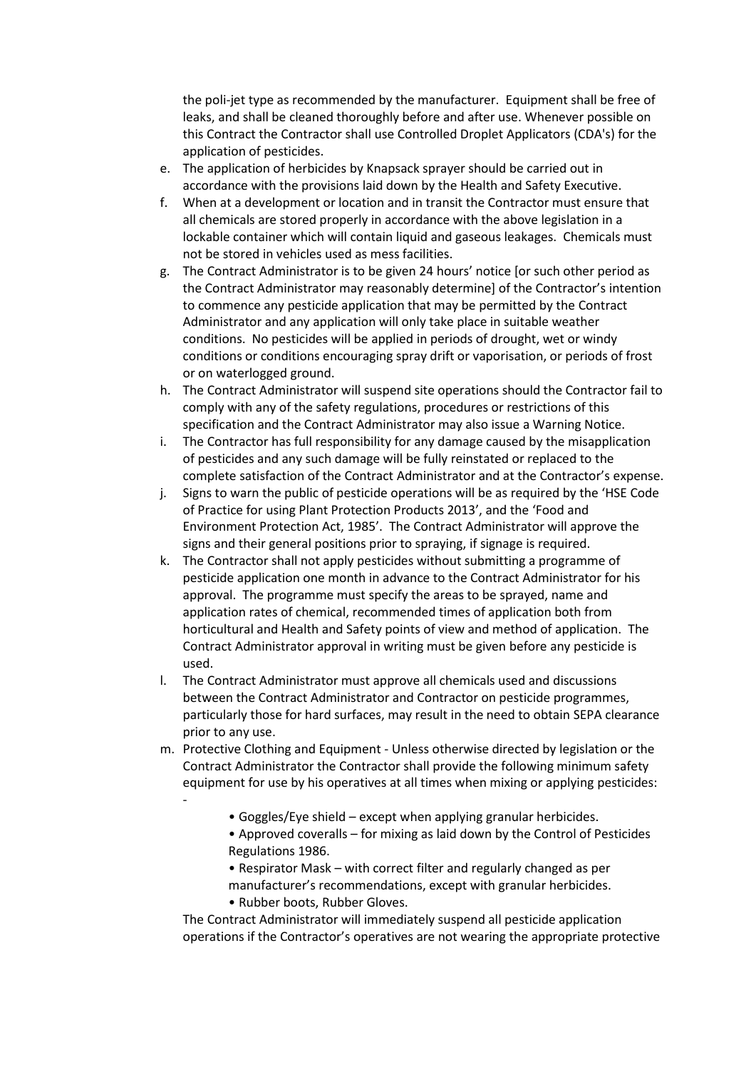the poli-jet type as recommended by the manufacturer. Equipment shall be free of leaks, and shall be cleaned thoroughly before and after use. Whenever possible on this Contract the Contractor shall use Controlled Droplet Applicators (CDA's) for the application of pesticides.

e. The application of herbicides by Knapsack sprayer should be carried out in accordance with the provisions laid down by the Health and Safety Executive.
f. When at a development or location and in transit the Contractor must ensure that all chemicals are stored properly in accordance with the above legislation in a lockable container which will contain liquid and gaseous leakages. Chemicals must not be stored in vehicles used as mess facilities.
g. The Contract Administrator is to be given 24 hours' notice [or such other period as the Contract Administrator may reasonably determine] of the Contractor's intention to commence any pesticide application that may be permitted by the Contract Administrator and any application will only take place in suitable weather conditions. No pesticides will be applied in periods of drought, wet or windy conditions or conditions encouraging spray drift or vaporisation, or periods of frost or on waterlogged ground.
h. The Contract Administrator will suspend site operations should the Contractor fail to comply with any of the safety regulations, procedures or restrictions of this specification and the Contract Administrator may also issue a Warning Notice.
i. The Contractor has full responsibility for any damage caused by the misapplication of pesticides and any such damage will be fully reinstated or replaced to the complete satisfaction of the Contract Administrator and at the Contractor's expense.
j. Signs to warn the public of pesticide operations will be as required by the 'HSE Code of Practice for using Plant Protection Products 2013', and the 'Food and Environment Protection Act, 1985'. The Contract Administrator will approve the signs and their general positions prior to spraying, if signage is required.
k. The Contractor shall not apply pesticides without submitting a programme of pesticide application one month in advance to the Contract Administrator for his approval. The programme must specify the areas to be sprayed, name and application rates of chemical, recommended times of application both from horticultural and Health and Safety points of view and method of application. The Contract Administrator approval in writing must be given before any pesticide is used.
l. The Contract Administrator must approve all chemicals used and discussions between the Contract Administrator and Contractor on pesticide programmes, particularly those for hard surfaces, may result in the need to obtain SEPA clearance prior to any use.
m. Protective Clothing and Equipment - Unless otherwise directed by legislation or the Contract Administrator the Contractor shall provide the following minimum safety equipment for use by his operatives at all times when mixing or applying pesticides: -

    - Goggles/Eye shield – except when applying granular herbicides.
    - Approved coveralls – for mixing as laid down by the Control of Pesticides Regulations 1986.
    - Respirator Mask – with correct filter and regularly changed as per manufacturer's recommendations, except with granular herbicides.
    - Rubber boots, Rubber Gloves.

   The Contract Administrator will immediately suspend all pesticide application operations if the Contractor's operatives are not wearing the appropriate protective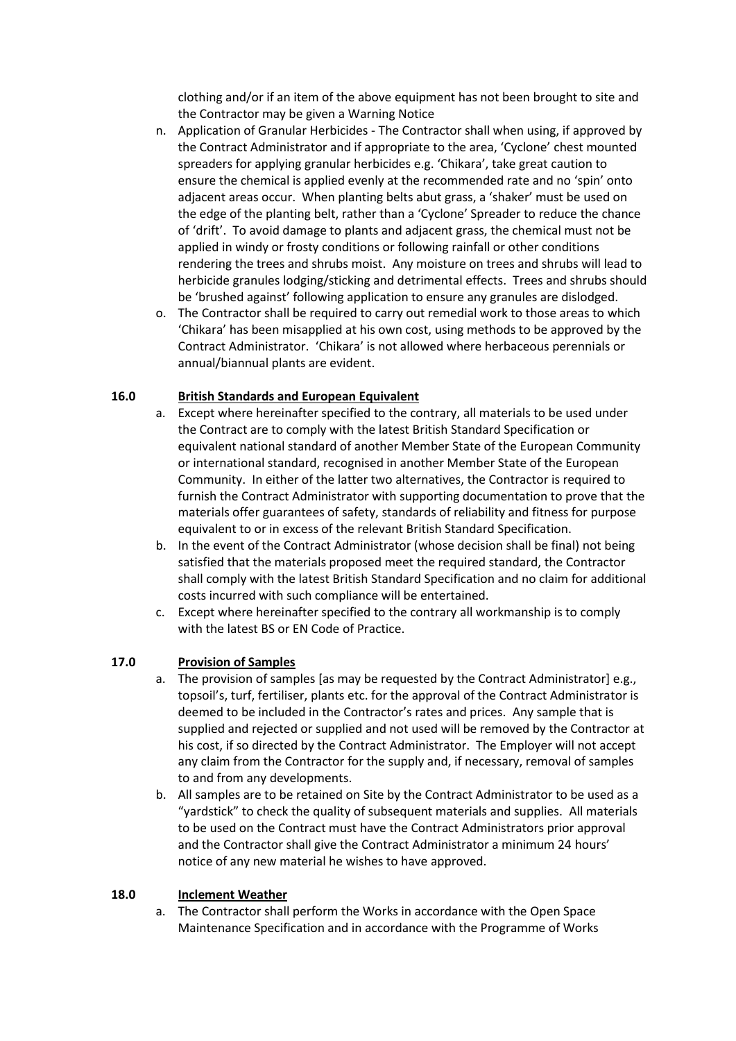clothing and/or if an item of the above equipment has not been brought to site and the Contractor may be given a Warning Notice

n. Application of Granular Herbicides - The Contractor shall when using, if approved by the Contract Administrator and if appropriate to the area, 'Cyclone' chest mounted spreaders for applying granular herbicides e.g. 'Chikara', take great caution to ensure the chemical is applied evenly at the recommended rate and no 'spin' onto adjacent areas occur. When planting belts abut grass, a 'shaker' must be used on the edge of the planting belt, rather than a 'Cyclone' Spreader to reduce the chance of 'drift'. To avoid damage to plants and adjacent grass, the chemical must not be applied in windy or frosty conditions or following rainfall or other conditions rendering the trees and shrubs moist. Any moisture on trees and shrubs will lead to herbicide granules lodging/sticking and detrimental effects. Trees and shrubs should be 'brushed against' following application to ensure any granules are dislodged.

o. The Contractor shall be required to carry out remedial work to those areas to which 'Chikara' has been misapplied at his own cost, using methods to be approved by the Contract Administrator. 'Chikara' is not allowed where herbaceous perennials or annual/biannual plants are evident.

## 16.0 British Standards and European Equivalent

a. Except where hereinafter specified to the contrary, all materials to be used under the Contract are to comply with the latest British Standard Specification or equivalent national standard of another Member State of the European Community or international standard, recognised in another Member State of the European Community. In either of the latter two alternatives, the Contractor is required to furnish the Contract Administrator with supporting documentation to prove that the materials offer guarantees of safety, standards of reliability and fitness for purpose equivalent to or in excess of the relevant British Standard Specification.

b. In the event of the Contract Administrator (whose decision shall be final) not being satisfied that the materials proposed meet the required standard, the Contractor shall comply with the latest British Standard Specification and no claim for additional costs incurred with such compliance will be entertained.

c. Except where hereinafter specified to the contrary all workmanship is to comply with the latest BS or EN Code of Practice.

## 17.0 Provision of Samples

a. The provision of samples [as may be requested by the Contract Administrator] e.g., topsoil's, turf, fertiliser, plants etc. for the approval of the Contract Administrator is deemed to be included in the Contractor's rates and prices. Any sample that is supplied and rejected or supplied and not used will be removed by the Contractor at his cost, if so directed by the Contract Administrator. The Employer will not accept any claim from the Contractor for the supply and, if necessary, removal of samples to and from any developments.

b. All samples are to be retained on Site by the Contract Administrator to be used as a "yardstick" to check the quality of subsequent materials and supplies. All materials to be used on the Contract must have the Contract Administrators prior approval and the Contractor shall give the Contract Administrator a minimum 24 hours' notice of any new material he wishes to have approved.

## 18.0 Inclement Weather

a. The Contractor shall perform the Works in accordance with the Open Space Maintenance Specification and in accordance with the Programme of Works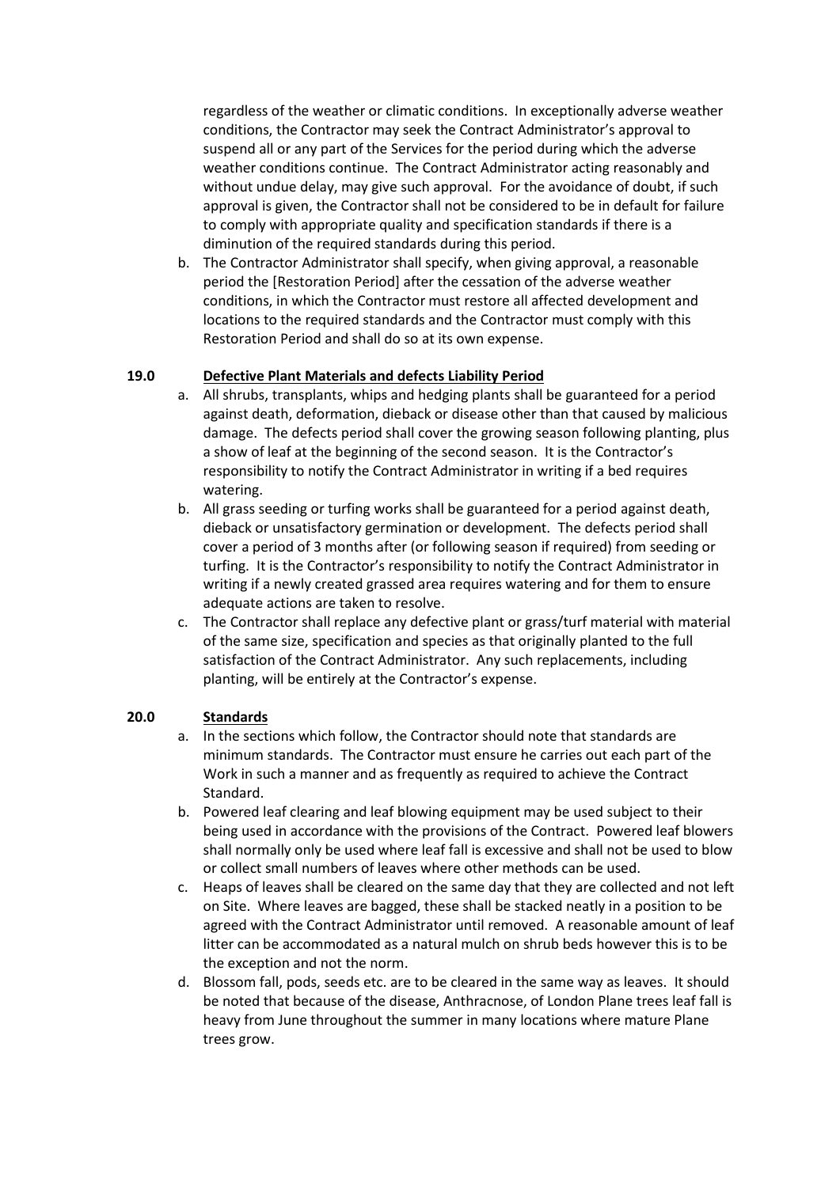regardless of the weather or climatic conditions. In exceptionally adverse weather conditions, the Contractor may seek the Contract Administrator's approval to suspend all or any part of the Services for the period during which the adverse weather conditions continue. The Contract Administrator acting reasonably and without undue delay, may give such approval. For the avoidance of doubt, if such approval is given, the Contractor shall not be considered to be in default for failure to comply with appropriate quality and specification standards if there is a diminution of the required standards during this period.

b. The Contractor Administrator shall specify, when giving approval, a reasonable period the [Restoration Period] after the cessation of the adverse weather conditions, in which the Contractor must restore all affected development and locations to the required standards and the Contractor must comply with this Restoration Period and shall do so at its own expense.

**19.0 Defective Plant Materials and defects Liability Period**

a. All shrubs, transplants, whips and hedging plants shall be guaranteed for a period against death, deformation, dieback or disease other than that caused by malicious damage. The defects period shall cover the growing season following planting, plus a show of leaf at the beginning of the second season. It is the Contractor's responsibility to notify the Contract Administrator in writing if a bed requires watering.

b. All grass seeding or turfing works shall be guaranteed for a period against death, dieback or unsatisfactory germination or development. The defects period shall cover a period of 3 months after (or following season if required) from seeding or turfing. It is the Contractor's responsibility to notify the Contract Administrator in writing if a newly created grassed area requires watering and for them to ensure adequate actions are taken to resolve.

c. The Contractor shall replace any defective plant or grass/turf material with material of the same size, specification and species as that originally planted to the full satisfaction of the Contract Administrator. Any such replacements, including planting, will be entirely at the Contractor's expense.

**20.0 Standards**

a. In the sections which follow, the Contractor should note that standards are minimum standards. The Contractor must ensure he carries out each part of the Work in such a manner and as frequently as required to achieve the Contract Standard.

b. Powered leaf clearing and leaf blowing equipment may be used subject to their being used in accordance with the provisions of the Contract. Powered leaf blowers shall normally only be used where leaf fall is excessive and shall not be used to blow or collect small numbers of leaves where other methods can be used.

c. Heaps of leaves shall be cleared on the same day that they are collected and not left on Site. Where leaves are bagged, these shall be stacked neatly in a position to be agreed with the Contract Administrator until removed. A reasonable amount of leaf litter can be accommodated as a natural mulch on shrub beds however this is to be the exception and not the norm.

d. Blossom fall, pods, seeds etc. are to be cleared in the same way as leaves. It should be noted that because of the disease, Anthracnose, of London Plane trees leaf fall is heavy from June throughout the summer in many locations where mature Plane trees grow.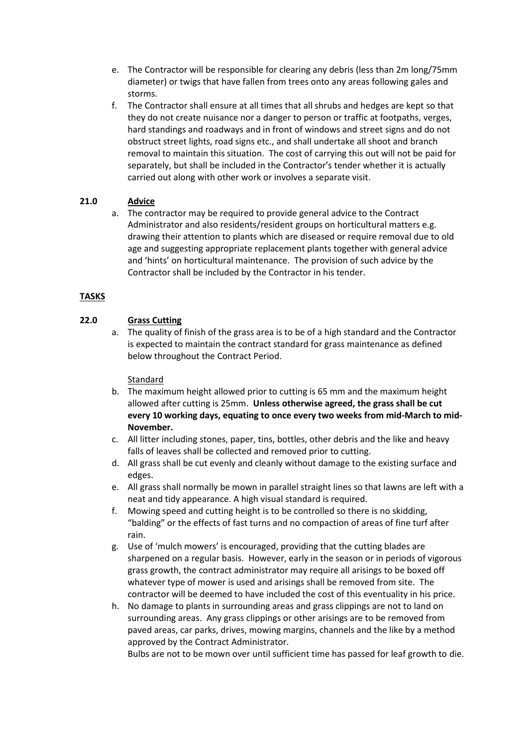e. The Contractor will be responsible for clearing any debris (less than 2m long/75mm diameter) or twigs that have fallen from trees onto any areas following gales and storms.

f. The Contractor shall ensure at all times that all shrubs and hedges are kept so that they do not create nuisance nor a danger to person or traffic at footpaths, verges, hard standings and roadways and in front of windows and street signs and do not obstruct street lights, road signs etc., and shall undertake all shoot and branch removal to maintain this situation. The cost of carrying this out will not be paid for separately, but shall be included in the Contractor's tender whether it is actually carried out along with other work or involves a separate visit.

## 21.0 Advice

a. The contractor may be required to provide general advice to the Contract Administrator and also residents/resident groups on horticultural matters e.g. drawing their attention to plants which are diseased or require removal due to old age and suggesting appropriate replacement plants together with general advice and 'hints' on horticultural maintenance. The provision of such advice by the Contractor shall be included by the Contractor in his tender.

# TASKS

## 22.0 Grass Cutting

a. The quality of finish of the grass area is to be of a high standard and the Contractor is expected to maintain the contract standard for grass maintenance as defined below throughout the Contract Period.

Standard

b. The maximum height allowed prior to cutting is 65 mm and the maximum height allowed after cutting is 25mm. **Unless otherwise agreed, the grass shall be cut every 10 working days, equating to once every two weeks from mid-March to mid-November.**

c. All litter including stones, paper, tins, bottles, other debris and the like and heavy falls of leaves shall be collected and removed prior to cutting.

d. All grass shall be cut evenly and cleanly without damage to the existing surface and edges.

e. All grass shall normally be mown in parallel straight lines so that lawns are left with a neat and tidy appearance. A high visual standard is required.

f. Mowing speed and cutting height is to be controlled so there is no skidding, "balding" or the effects of fast turns and no compaction of areas of fine turf after rain.

g. Use of 'mulch mowers' is encouraged, providing that the cutting blades are sharpened on a regular basis. However, early in the season or in periods of vigorous grass growth, the contract administrator may require all arisings to be boxed off whatever type of mower is used and arisings shall be removed from site. The contractor will be deemed to have included the cost of this eventuality in his price.

h. No damage to plants in surrounding areas and grass clippings are not to land on surrounding areas. Any grass clippings or other arisings are to be removed from paved areas, car parks, drives, mowing margins, channels and the like by a method approved by the Contract Administrator.
Bulbs are not to be mown over until sufficient time has passed for leaf growth to die.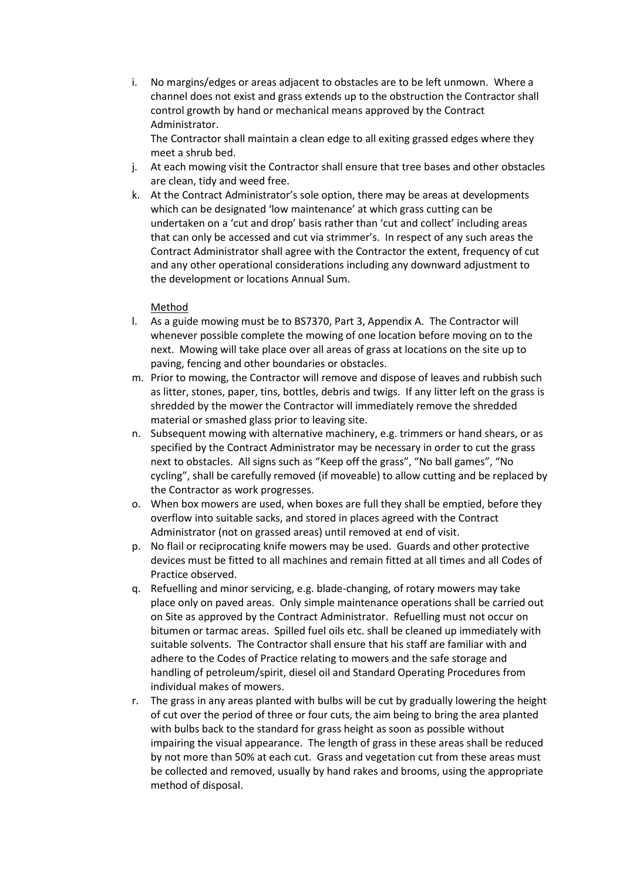i. No margins/edges or areas adjacent to obstacles are to be left unmown. Where a channel does not exist and grass extends up to the obstruction the Contractor shall control growth by hand or mechanical means approved by the Contract Administrator.

   The Contractor shall maintain a clean edge to all exiting grassed edges where they meet a shrub bed.

j. At each mowing visit the Contractor shall ensure that tree bases and other obstacles are clean, tidy and weed free.

k. At the Contract Administrator's sole option, there may be areas at developments which can be designated 'low maintenance' at which grass cutting can be undertaken on a 'cut and drop' basis rather than 'cut and collect' including areas that can only be accessed and cut via strimmer's. In respect of any such areas the Contract Administrator shall agree with the Contractor the extent, frequency of cut and any other operational considerations including any downward adjustment to the development or locations Annual Sum.

<u>Method</u>

l. As a guide mowing must be to BS7370, Part 3, Appendix A. The Contractor will whenever possible complete the mowing of one location before moving on to the next. Mowing will take place over all areas of grass at locations on the site up to paving, fencing and other boundaries or obstacles.

m. Prior to mowing, the Contractor will remove and dispose of leaves and rubbish such as litter, stones, paper, tins, bottles, debris and twigs. If any litter left on the grass is shredded by the mower the Contractor will immediately remove the shredded material or smashed glass prior to leaving site.

n. Subsequent mowing with alternative machinery, e.g. trimmers or hand shears, or as specified by the Contract Administrator may be necessary in order to cut the grass next to obstacles. All signs such as "Keep off the grass", "No ball games", "No cycling", shall be carefully removed (if moveable) to allow cutting and be replaced by the Contractor as work progresses.

o. When box mowers are used, when boxes are full they shall be emptied, before they overflow into suitable sacks, and stored in places agreed with the Contract Administrator (not on grassed areas) until removed at end of visit.

p. No flail or reciprocating knife mowers may be used. Guards and other protective devices must be fitted to all machines and remain fitted at all times and all Codes of Practice observed.

q. Refuelling and minor servicing, e.g. blade-changing, of rotary mowers may take place only on paved areas. Only simple maintenance operations shall be carried out on Site as approved by the Contract Administrator. Refuelling must not occur on bitumen or tarmac areas. Spilled fuel oils etc. shall be cleaned up immediately with suitable solvents. The Contractor shall ensure that his staff are familiar with and adhere to the Codes of Practice relating to mowers and the safe storage and handling of petroleum/spirit, diesel oil and Standard Operating Procedures from individual makes of mowers.

r. The grass in any areas planted with bulbs will be cut by gradually lowering the height of cut over the period of three or four cuts, the aim being to bring the area planted with bulbs back to the standard for grass height as soon as possible without impairing the visual appearance. The length of grass in these areas shall be reduced by not more than 50% at each cut. Grass and vegetation cut from these areas must be collected and removed, usually by hand rakes and brooms, using the appropriate method of disposal.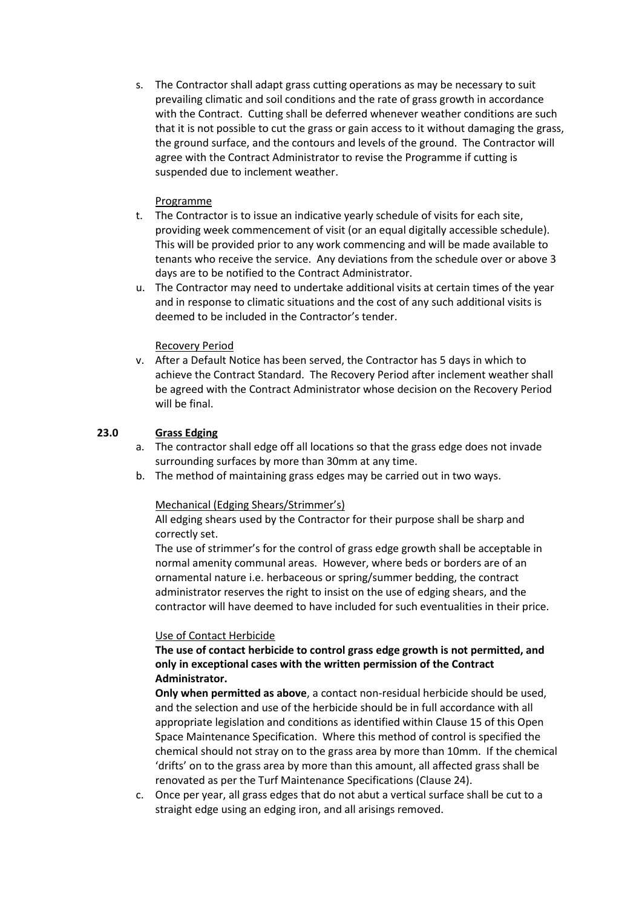s. The Contractor shall adapt grass cutting operations as may be necessary to suit prevailing climatic and soil conditions and the rate of grass growth in accordance with the Contract. Cutting shall be deferred whenever weather conditions are such that it is not possible to cut the grass or gain access to it without damaging the grass, the ground surface, and the contours and levels of the ground. The Contractor will agree with the Contract Administrator to revise the Programme if cutting is suspended due to inclement weather.

<u>Programme</u>

t. The Contractor is to issue an indicative yearly schedule of visits for each site, providing week commencement of visit (or an equal digitally accessible schedule). This will be provided prior to any work commencing and will be made available to tenants who receive the service. Any deviations from the schedule over or above 3 days are to be notified to the Contract Administrator.
u. The Contractor may need to undertake additional visits at certain times of the year and in response to climatic situations and the cost of any such additional visits is deemed to be included in the Contractor's tender.

<u>Recovery Period</u>

v. After a Default Notice has been served, the Contractor has 5 days in which to achieve the Contract Standard. The Recovery Period after inclement weather shall be agreed with the Contract Administrator whose decision on the Recovery Period will be final.

## 23.0 Grass Edging

a. The contractor shall edge off all locations so that the grass edge does not invade surrounding surfaces by more than 30mm at any time.
b. The method of maintaining grass edges may be carried out in two ways.

<u>Mechanical (Edging Shears/Strimmer's)</u>

All edging shears used by the Contractor for their purpose shall be sharp and correctly set.

The use of strimmer's for the control of grass edge growth shall be acceptable in normal amenity communal areas. However, where beds or borders are of an ornamental nature i.e. herbaceous or spring/summer bedding, the contract administrator reserves the right to insist on the use of edging shears, and the contractor will have deemed to have included for such eventualities in their price.

<u>Use of Contact Herbicide</u>

**The use of contact herbicide to control grass edge growth is not permitted, and only in exceptional cases with the written permission of the Contract Administrator.**

**Only when permitted as above**, a contact non-residual herbicide should be used, and the selection and use of the herbicide should be in full accordance with all appropriate legislation and conditions as identified within Clause 15 of this Open Space Maintenance Specification. Where this method of control is specified the chemical should not stray on to the grass area by more than 10mm. If the chemical 'drifts' on to the grass area by more than this amount, all affected grass shall be renovated as per the Turf Maintenance Specifications (Clause 24).

c. Once per year, all grass edges that do not abut a vertical surface shall be cut to a straight edge using an edging iron, and all arisings removed.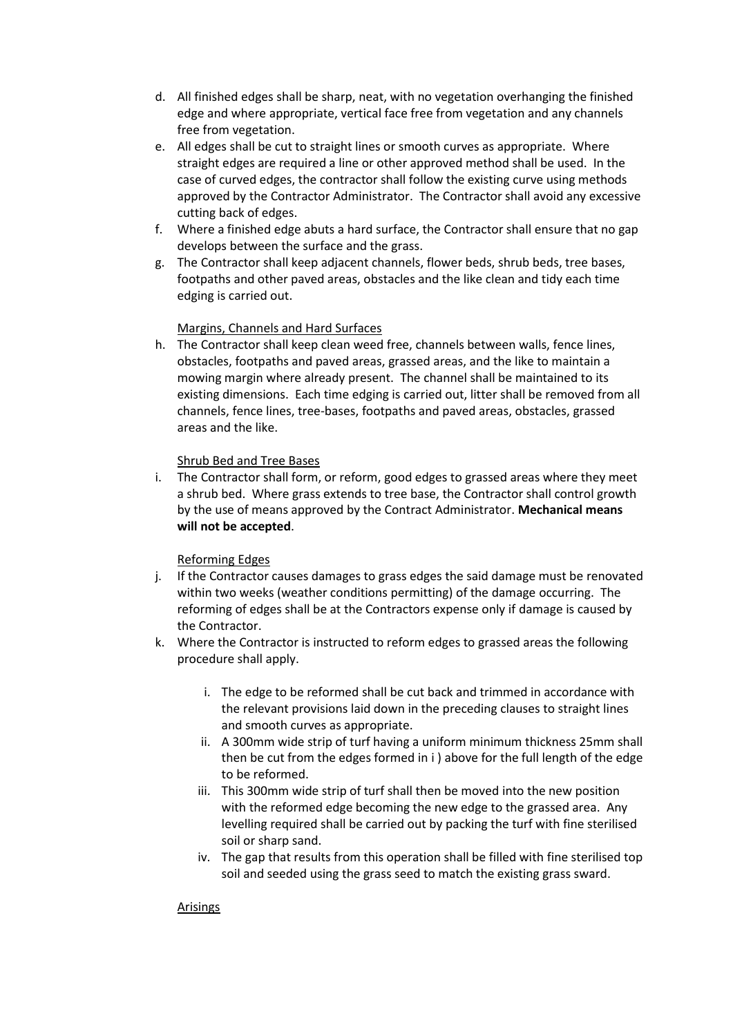d. All finished edges shall be sharp, neat, with no vegetation overhanging the finished edge and where appropriate, vertical face free from vegetation and any channels free from vegetation.

e. All edges shall be cut to straight lines or smooth curves as appropriate. Where straight edges are required a line or other approved method shall be used. In the case of curved edges, the contractor shall follow the existing curve using methods approved by the Contractor Administrator. The Contractor shall avoid any excessive cutting back of edges.

f. Where a finished edge abuts a hard surface, the Contractor shall ensure that no gap develops between the surface and the grass.

g. The Contractor shall keep adjacent channels, flower beds, shrub beds, tree bases, footpaths and other paved areas, obstacles and the like clean and tidy each time edging is carried out.

<u>Margins, Channels and Hard Surfaces</u>

h. The Contractor shall keep clean weed free, channels between walls, fence lines, obstacles, footpaths and paved areas, grassed areas, and the like to maintain a mowing margin where already present. The channel shall be maintained to its existing dimensions. Each time edging is carried out, litter shall be removed from all channels, fence lines, tree-bases, footpaths and paved areas, obstacles, grassed areas and the like.

<u>Shrub Bed and Tree Bases</u>

i. The Contractor shall form, or reform, good edges to grassed areas where they meet a shrub bed. Where grass extends to tree base, the Contractor shall control growth by the use of means approved by the Contract Administrator. **Mechanical means will not be accepted**.

<u>Reforming Edges</u>

j. If the Contractor causes damages to grass edges the said damage must be renovated within two weeks (weather conditions permitting) of the damage occurring. The reforming of edges shall be at the Contractors expense only if damage is caused by the Contractor.

k. Where the Contractor is instructed to reform edges to grassed areas the following procedure shall apply.

    i. The edge to be reformed shall be cut back and trimmed in accordance with the relevant provisions laid down in the preceding clauses to straight lines and smooth curves as appropriate.
    ii. A 300mm wide strip of turf having a uniform minimum thickness 25mm shall then be cut from the edges formed in i ) above for the full length of the edge to be reformed.
    iii. This 300mm wide strip of turf shall then be moved into the new position with the reformed edge becoming the new edge to the grassed area. Any levelling required shall be carried out by packing the turf with fine sterilised soil or sharp sand.
    iv. The gap that results from this operation shall be filled with fine sterilised top soil and seeded using the grass seed to match the existing grass sward.

<u>Arisings</u>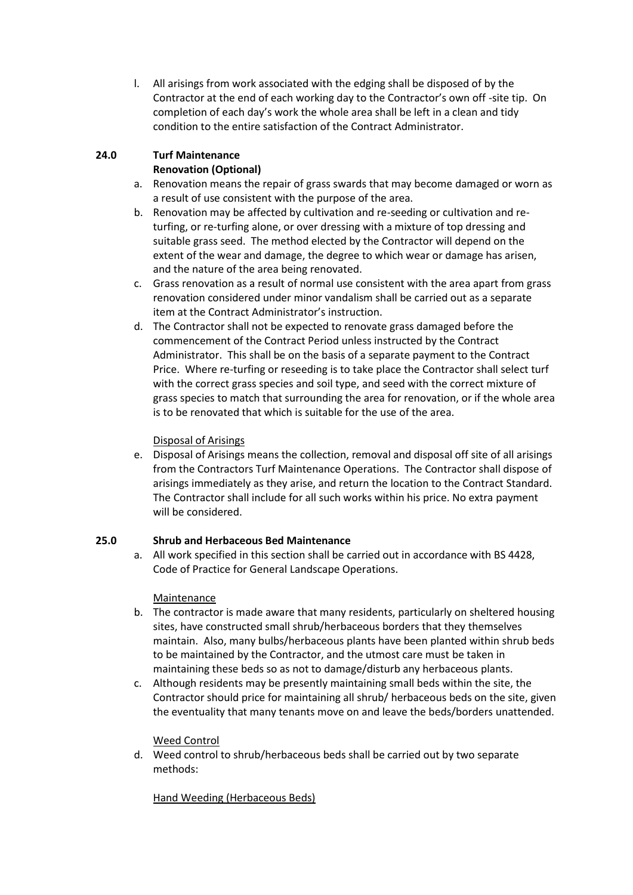l. All arisings from work associated with the edging shall be disposed of by the Contractor at the end of each working day to the Contractor's own off -site tip. On completion of each day's work the whole area shall be left in a clean and tidy condition to the entire satisfaction of the Contract Administrator.

## 24.0 Turf Maintenance

**Renovation (Optional)**

a. Renovation means the repair of grass swards that may become damaged or worn as a result of use consistent with the purpose of the area.

b. Renovation may be affected by cultivation and re-seeding or cultivation and re-turfing, or re-turfing alone, or over dressing with a mixture of top dressing and suitable grass seed. The method elected by the Contractor will depend on the extent of the wear and damage, the degree to which wear or damage has arisen, and the nature of the area being renovated.

c. Grass renovation as a result of normal use consistent with the area apart from grass renovation considered under minor vandalism shall be carried out as a separate item at the Contract Administrator's instruction.

d. The Contractor shall not be expected to renovate grass damaged before the commencement of the Contract Period unless instructed by the Contract Administrator. This shall be on the basis of a separate payment to the Contract Price. Where re-turfing or reseeding is to take place the Contractor shall select turf with the correct grass species and soil type, and seed with the correct mixture of grass species to match that surrounding the area for renovation, or if the whole area is to be renovated that which is suitable for the use of the area.

Disposal of Arisings

e. Disposal of Arisings means the collection, removal and disposal off site of all arisings from the Contractors Turf Maintenance Operations. The Contractor shall dispose of arisings immediately as they arise, and return the location to the Contract Standard. The Contractor shall include for all such works within his price. No extra payment will be considered.

## 25.0 Shrub and Herbaceous Bed Maintenance

a. All work specified in this section shall be carried out in accordance with BS 4428, Code of Practice for General Landscape Operations.

Maintenance

b. The contractor is made aware that many residents, particularly on sheltered housing sites, have constructed small shrub/herbaceous borders that they themselves maintain. Also, many bulbs/herbaceous plants have been planted within shrub beds to be maintained by the Contractor, and the utmost care must be taken in maintaining these beds so as not to damage/disturb any herbaceous plants.

c. Although residents may be presently maintaining small beds within the site, the Contractor should price for maintaining all shrub/ herbaceous beds on the site, given the eventuality that many tenants move on and leave the beds/borders unattended.

Weed Control

d. Weed control to shrub/herbaceous beds shall be carried out by two separate methods:

Hand Weeding (Herbaceous Beds)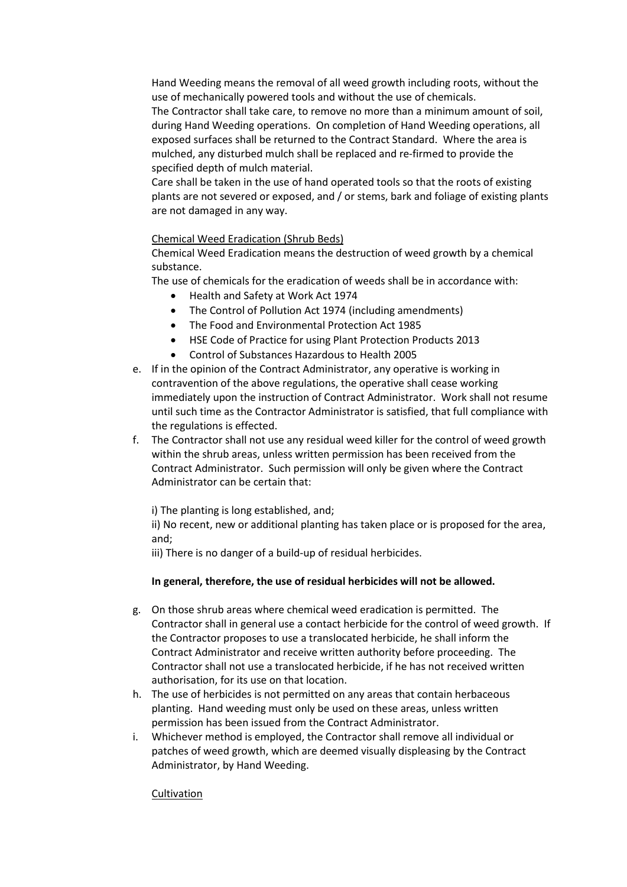Hand Weeding means the removal of all weed growth including roots, without the use of mechanically powered tools and without the use of chemicals.
The Contractor shall take care, to remove no more than a minimum amount of soil, during Hand Weeding operations. On completion of Hand Weeding operations, all exposed surfaces shall be returned to the Contract Standard. Where the area is mulched, any disturbed mulch shall be replaced and re-firmed to provide the specified depth of mulch material.
Care shall be taken in the use of hand operated tools so that the roots of existing plants are not severed or exposed, and / or stems, bark and foliage of existing plants are not damaged in any way.

Chemical Weed Eradication (Shrub Beds)
Chemical Weed Eradication means the destruction of weed growth by a chemical substance.
The use of chemicals for the eradication of weeds shall be in accordance with:

- Health and Safety at Work Act 1974
- The Control of Pollution Act 1974 (including amendments)
- The Food and Environmental Protection Act 1985
- HSE Code of Practice for using Plant Protection Products 2013
- Control of Substances Hazardous to Health 2005

e. If in the opinion of the Contract Administrator, any operative is working in contravention of the above regulations, the operative shall cease working immediately upon the instruction of Contract Administrator. Work shall not resume until such time as the Contractor Administrator is satisfied, that full compliance with the regulations is effected.
f. The Contractor shall not use any residual weed killer for the control of weed growth within the shrub areas, unless written permission has been received from the Contract Administrator. Such permission will only be given where the Contract Administrator can be certain that:

   i) The planting is long established, and;
   ii) No recent, new or additional planting has taken place or is proposed for the area, and;
   iii) There is no danger of a build-up of residual herbicides.

   **In general, therefore, the use of residual herbicides will not be allowed.**

g. On those shrub areas where chemical weed eradication is permitted. The Contractor shall in general use a contact herbicide for the control of weed growth. If the Contractor proposes to use a translocated herbicide, he shall inform the Contract Administrator and receive written authority before proceeding. The Contractor shall not use a translocated herbicide, if he has not received written authorisation, for its use on that location.
h. The use of herbicides is not permitted on any areas that contain herbaceous planting. Hand weeding must only be used on these areas, unless written permission has been issued from the Contract Administrator.
i. Whichever method is employed, the Contractor shall remove all individual or patches of weed growth, which are deemed visually displeasing by the Contract Administrator, by Hand Weeding.

Cultivation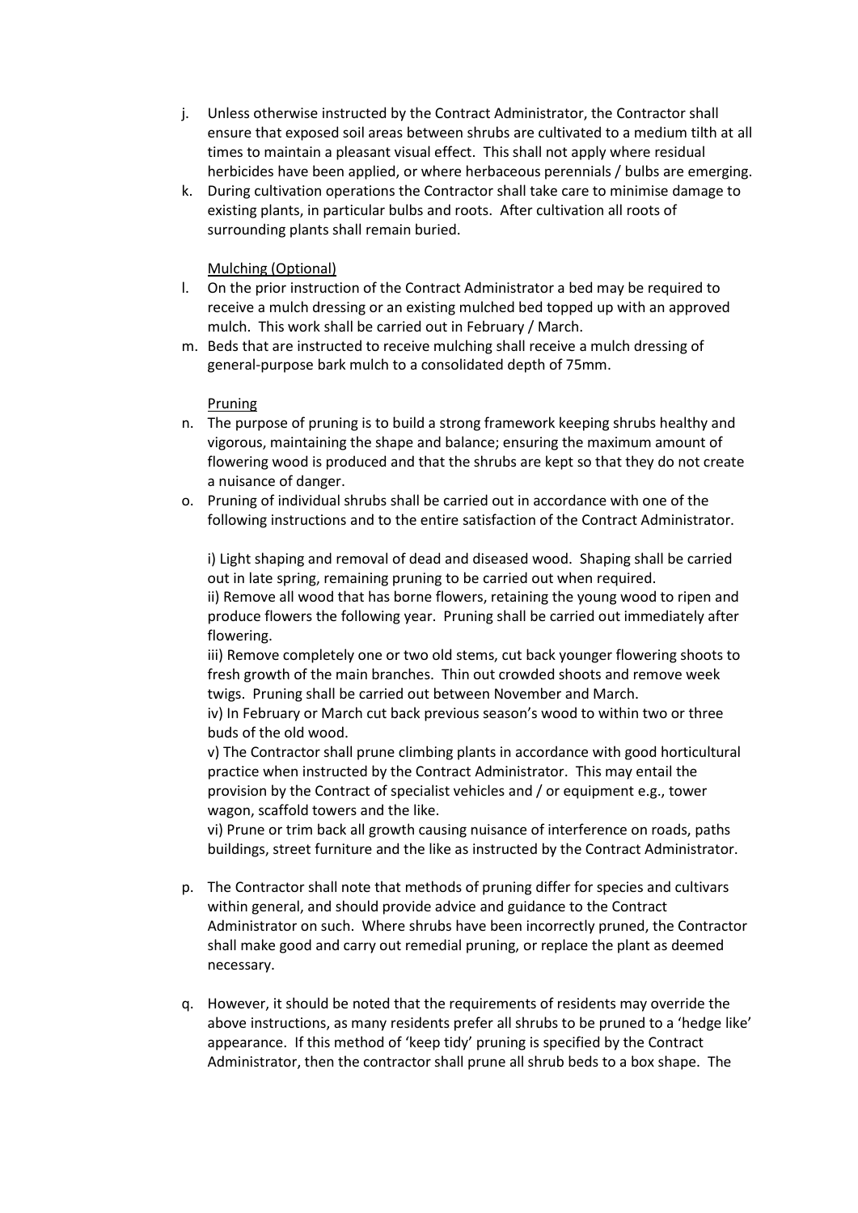j. Unless otherwise instructed by the Contract Administrator, the Contractor shall ensure that exposed soil areas between shrubs are cultivated to a medium tilth at all times to maintain a pleasant visual effect. This shall not apply where residual herbicides have been applied, or where herbaceous perennials / bulbs are emerging.

k. During cultivation operations the Contractor shall take care to minimise damage to existing plants, in particular bulbs and roots. After cultivation all roots of surrounding plants shall remain buried.

<u>Mulching (Optional)</u>

l. On the prior instruction of the Contract Administrator a bed may be required to receive a mulch dressing or an existing mulched bed topped up with an approved mulch. This work shall be carried out in February / March.

m. Beds that are instructed to receive mulching shall receive a mulch dressing of general-purpose bark mulch to a consolidated depth of 75mm.

<u>Pruning</u>

n. The purpose of pruning is to build a strong framework keeping shrubs healthy and vigorous, maintaining the shape and balance; ensuring the maximum amount of flowering wood is produced and that the shrubs are kept so that they do not create a nuisance of danger.

o. Pruning of individual shrubs shall be carried out in accordance with one of the following instructions and to the entire satisfaction of the Contract Administrator.

   i) Light shaping and removal of dead and diseased wood. Shaping shall be carried out in late spring, remaining pruning to be carried out when required.
   ii) Remove all wood that has borne flowers, retaining the young wood to ripen and produce flowers the following year. Pruning shall be carried out immediately after flowering.
   iii) Remove completely one or two old stems, cut back younger flowering shoots to fresh growth of the main branches. Thin out crowded shoots and remove week twigs. Pruning shall be carried out between November and March.
   iv) In February or March cut back previous season's wood to within two or three buds of the old wood.
   v) The Contractor shall prune climbing plants in accordance with good horticultural practice when instructed by the Contract Administrator. This may entail the provision by the Contract of specialist vehicles and / or equipment e.g., tower wagon, scaffold towers and the like.
   vi) Prune or trim back all growth causing nuisance of interference on roads, paths buildings, street furniture and the like as instructed by the Contract Administrator.

p. The Contractor shall note that methods of pruning differ for species and cultivars within general, and should provide advice and guidance to the Contract Administrator on such. Where shrubs have been incorrectly pruned, the Contractor shall make good and carry out remedial pruning, or replace the plant as deemed necessary.

q. However, it should be noted that the requirements of residents may override the above instructions, as many residents prefer all shrubs to be pruned to a 'hedge like' appearance. If this method of 'keep tidy' pruning is specified by the Contract Administrator, then the contractor shall prune all shrub beds to a box shape. The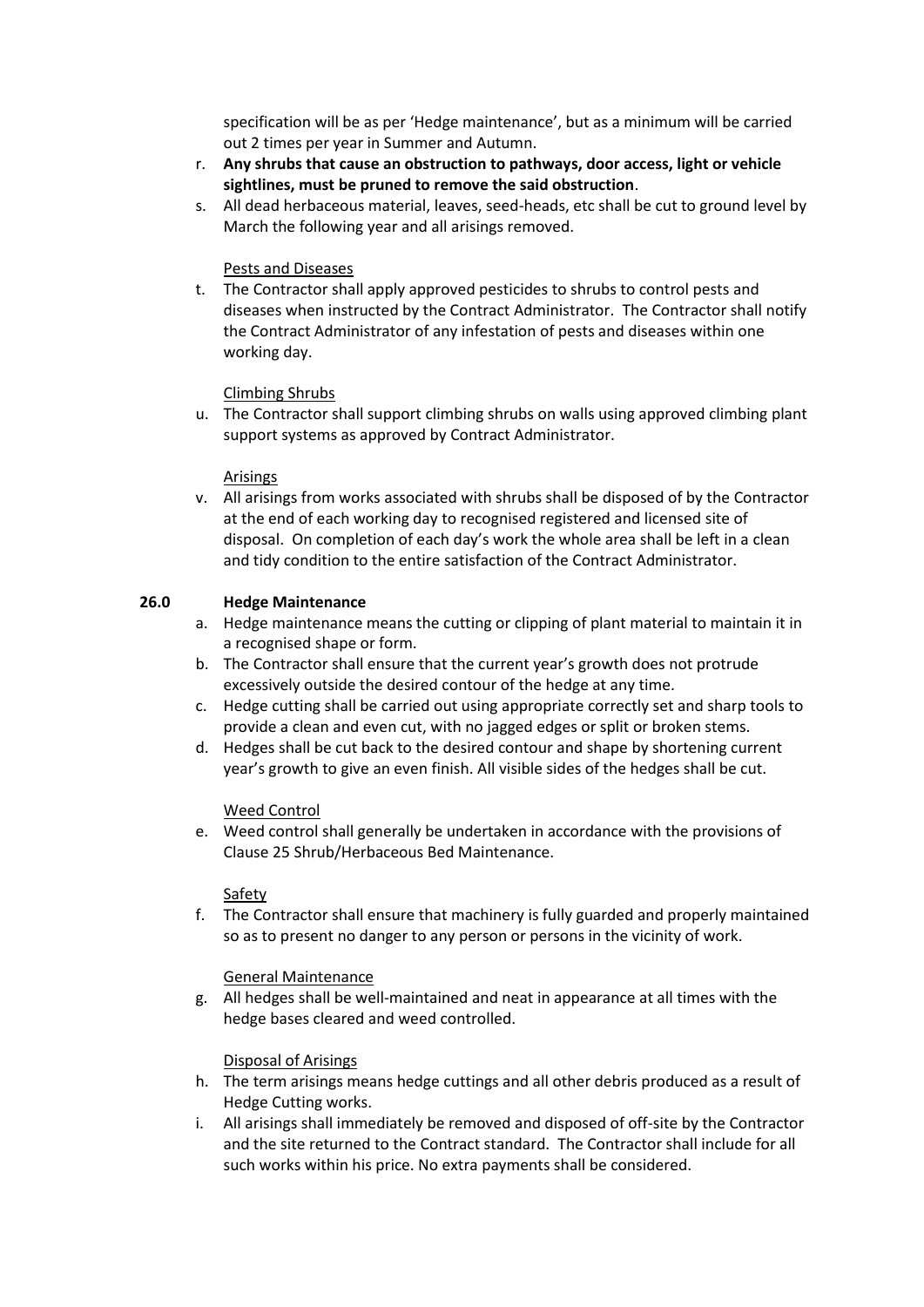specification will be as per 'Hedge maintenance', but as a minimum will be carried out 2 times per year in Summer and Autumn.

r. **Any shrubs that cause an obstruction to pathways, door access, light or vehicle sightlines, must be pruned to remove the said obstruction**.

s. All dead herbaceous material, leaves, seed-heads, etc shall be cut to ground level by March the following year and all arisings removed.

Pests and Diseases

t. The Contractor shall apply approved pesticides to shrubs to control pests and diseases when instructed by the Contract Administrator. The Contractor shall notify the Contract Administrator of any infestation of pests and diseases within one working day.

Climbing Shrubs

u. The Contractor shall support climbing shrubs on walls using approved climbing plant support systems as approved by Contract Administrator.

Arisings

v. All arisings from works associated with shrubs shall be disposed of by the Contractor at the end of each working day to recognised registered and licensed site of disposal. On completion of each day's work the whole area shall be left in a clean and tidy condition to the entire satisfaction of the Contract Administrator.

## 26.0 Hedge Maintenance

a. Hedge maintenance means the cutting or clipping of plant material to maintain it in a recognised shape or form.

b. The Contractor shall ensure that the current year's growth does not protrude excessively outside the desired contour of the hedge at any time.

c. Hedge cutting shall be carried out using appropriate correctly set and sharp tools to provide a clean and even cut, with no jagged edges or split or broken stems.

d. Hedges shall be cut back to the desired contour and shape by shortening current year's growth to give an even finish. All visible sides of the hedges shall be cut.

Weed Control

e. Weed control shall generally be undertaken in accordance with the provisions of Clause 25 Shrub/Herbaceous Bed Maintenance.

Safety

f. The Contractor shall ensure that machinery is fully guarded and properly maintained so as to present no danger to any person or persons in the vicinity of work.

General Maintenance

g. All hedges shall be well-maintained and neat in appearance at all times with the hedge bases cleared and weed controlled.

Disposal of Arisings

h. The term arisings means hedge cuttings and all other debris produced as a result of Hedge Cutting works.

i. All arisings shall immediately be removed and disposed of off-site by the Contractor and the site returned to the Contract standard. The Contractor shall include for all such works within his price. No extra payments shall be considered.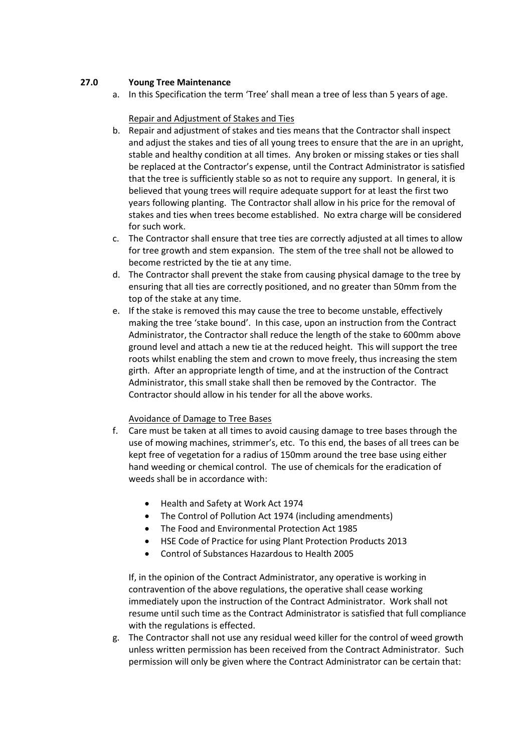## 27.0 Young Tree Maintenance

a. In this Specification the term 'Tree' shall mean a tree of less than 5 years of age.

<u>Repair and Adjustment of Stakes and Ties</u>

b. Repair and adjustment of stakes and ties means that the Contractor shall inspect and adjust the stakes and ties of all young trees to ensure that the are in an upright, stable and healthy condition at all times. Any broken or missing stakes or ties shall be replaced at the Contractor's expense, until the Contract Administrator is satisfied that the tree is sufficiently stable so as not to require any support. In general, it is believed that young trees will require adequate support for at least the first two years following planting. The Contractor shall allow in his price for the removal of stakes and ties when trees become established. No extra charge will be considered for such work.

c. The Contractor shall ensure that tree ties are correctly adjusted at all times to allow for tree growth and stem expansion. The stem of the tree shall not be allowed to become restricted by the tie at any time.

d. The Contractor shall prevent the stake from causing physical damage to the tree by ensuring that all ties are correctly positioned, and no greater than 50mm from the top of the stake at any time.

e. If the stake is removed this may cause the tree to become unstable, effectively making the tree 'stake bound'. In this case, upon an instruction from the Contract Administrator, the Contractor shall reduce the length of the stake to 600mm above ground level and attach a new tie at the reduced height. This will support the tree roots whilst enabling the stem and crown to move freely, thus increasing the stem girth. After an appropriate length of time, and at the instruction of the Contract Administrator, this small stake shall then be removed by the Contractor. The Contractor should allow in his tender for all the above works.

<u>Avoidance of Damage to Tree Bases</u>

f. Care must be taken at all times to avoid causing damage to tree bases through the use of mowing machines, strimmer's, etc. To this end, the bases of all trees can be kept free of vegetation for a radius of 150mm around the tree base using either hand weeding or chemical control. The use of chemicals for the eradication of weeds shall be in accordance with:

   - Health and Safety at Work Act 1974
   - The Control of Pollution Act 1974 (including amendments)
   - The Food and Environmental Protection Act 1985
   - HSE Code of Practice for using Plant Protection Products 2013
   - Control of Substances Hazardous to Health 2005

   If, in the opinion of the Contract Administrator, any operative is working in contravention of the above regulations, the operative shall cease working immediately upon the instruction of the Contract Administrator. Work shall not resume until such time as the Contract Administrator is satisfied that full compliance with the regulations is effected.

g. The Contractor shall not use any residual weed killer for the control of weed growth unless written permission has been received from the Contract Administrator. Such permission will only be given where the Contract Administrator can be certain that: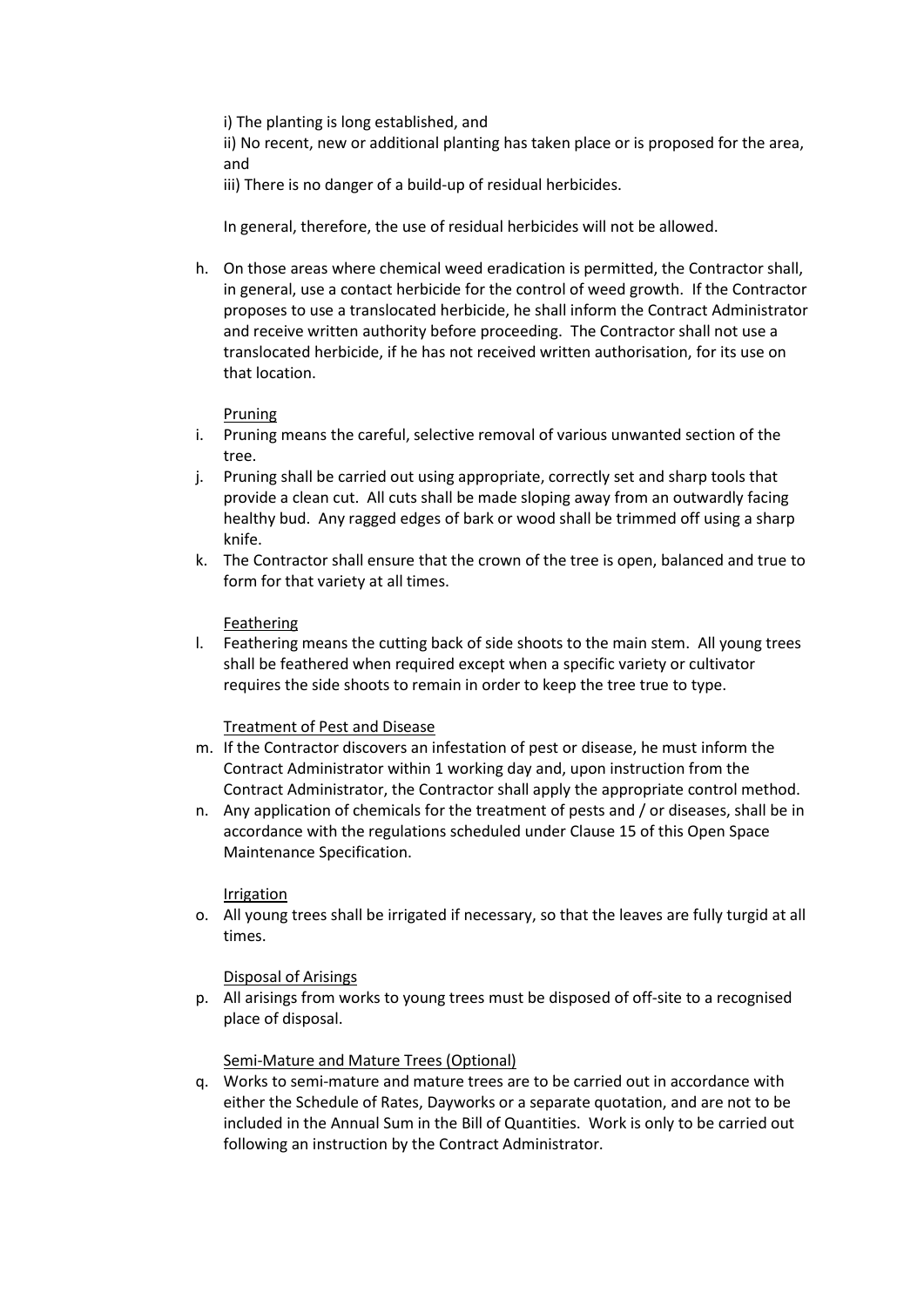i) The planting is long established, and

ii) No recent, new or additional planting has taken place or is proposed for the area, and

iii) There is no danger of a build-up of residual herbicides.

In general, therefore, the use of residual herbicides will not be allowed.

h. On those areas where chemical weed eradication is permitted, the Contractor shall, in general, use a contact herbicide for the control of weed growth. If the Contractor proposes to use a translocated herbicide, he shall inform the Contract Administrator and receive written authority before proceeding. The Contractor shall not use a translocated herbicide, if he has not received written authorisation, for its use on that location.

<u>Pruning</u>

i. Pruning means the careful, selective removal of various unwanted section of the tree.

j. Pruning shall be carried out using appropriate, correctly set and sharp tools that provide a clean cut. All cuts shall be made sloping away from an outwardly facing healthy bud. Any ragged edges of bark or wood shall be trimmed off using a sharp knife.

k. The Contractor shall ensure that the crown of the tree is open, balanced and true to form for that variety at all times.

<u>Feathering</u>

l. Feathering means the cutting back of side shoots to the main stem. All young trees shall be feathered when required except when a specific variety or cultivator requires the side shoots to remain in order to keep the tree true to type.

<u>Treatment of Pest and Disease</u>

m. If the Contractor discovers an infestation of pest or disease, he must inform the Contract Administrator within 1 working day and, upon instruction from the Contract Administrator, the Contractor shall apply the appropriate control method.

n. Any application of chemicals for the treatment of pests and / or diseases, shall be in accordance with the regulations scheduled under Clause 15 of this Open Space Maintenance Specification.

<u>Irrigation</u>

o. All young trees shall be irrigated if necessary, so that the leaves are fully turgid at all times.

<u>Disposal of Arisings</u>

p. All arisings from works to young trees must be disposed of off-site to a recognised place of disposal.

<u>Semi-Mature and Mature Trees (Optional)</u>

q. Works to semi-mature and mature trees are to be carried out in accordance with either the Schedule of Rates, Dayworks or a separate quotation, and are not to be included in the Annual Sum in the Bill of Quantities. Work is only to be carried out following an instruction by the Contract Administrator.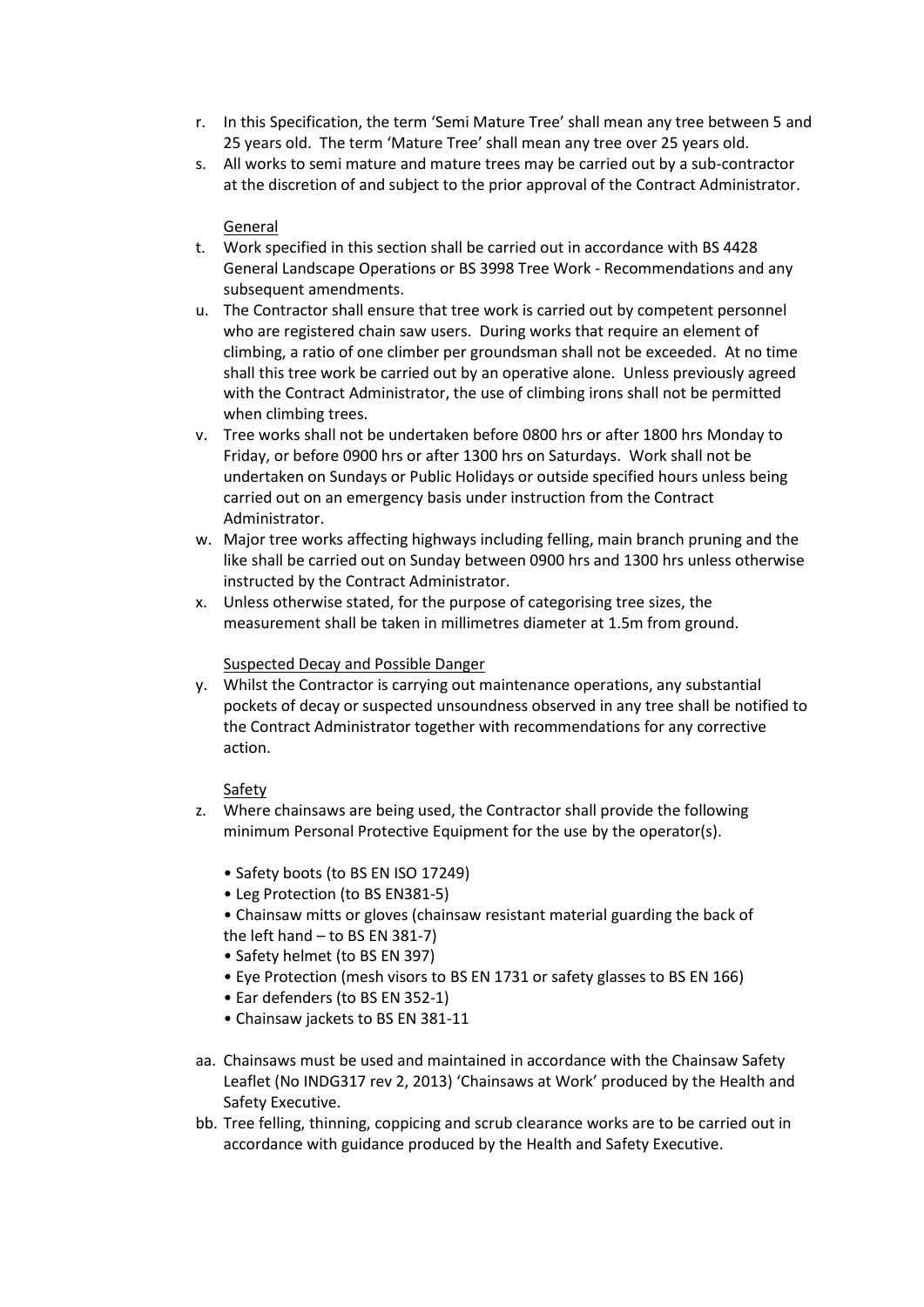r. In this Specification, the term 'Semi Mature Tree' shall mean any tree between 5 and 25 years old. The term 'Mature Tree' shall mean any tree over 25 years old.

s. All works to semi mature and mature trees may be carried out by a sub-contractor at the discretion of and subject to the prior approval of the Contract Administrator.

<u>General</u>

t. Work specified in this section shall be carried out in accordance with BS 4428 General Landscape Operations or BS 3998 Tree Work - Recommendations and any subsequent amendments.

u. The Contractor shall ensure that tree work is carried out by competent personnel who are registered chain saw users. During works that require an element of climbing, a ratio of one climber per groundsman shall not be exceeded. At no time shall this tree work be carried out by an operative alone. Unless previously agreed with the Contract Administrator, the use of climbing irons shall not be permitted when climbing trees.

v. Tree works shall not be undertaken before 0800 hrs or after 1800 hrs Monday to Friday, or before 0900 hrs or after 1300 hrs on Saturdays. Work shall not be undertaken on Sundays or Public Holidays or outside specified hours unless being carried out on an emergency basis under instruction from the Contract Administrator.

w. Major tree works affecting highways including felling, main branch pruning and the like shall be carried out on Sunday between 0900 hrs and 1300 hrs unless otherwise instructed by the Contract Administrator.

x. Unless otherwise stated, for the purpose of categorising tree sizes, the measurement shall be taken in millimetres diameter at 1.5m from ground.

<u>Suspected Decay and Possible Danger</u>

y. Whilst the Contractor is carrying out maintenance operations, any substantial pockets of decay or suspected unsoundness observed in any tree shall be notified to the Contract Administrator together with recommendations for any corrective action.

<u>Safety</u>

z. Where chainsaws are being used, the Contractor shall provide the following minimum Personal Protective Equipment for the use by the operator(s).

- Safety boots (to BS EN ISO 17249)
- Leg Protection (to BS EN381-5)
- Chainsaw mitts or gloves (chainsaw resistant material guarding the back of the left hand – to BS EN 381-7)
- Safety helmet (to BS EN 397)
- Eye Protection (mesh visors to BS EN 1731 or safety glasses to BS EN 166)
- Ear defenders (to BS EN 352-1)
- Chainsaw jackets to BS EN 381-11

aa. Chainsaws must be used and maintained in accordance with the Chainsaw Safety Leaflet (No INDG317 rev 2, 2013) 'Chainsaws at Work' produced by the Health and Safety Executive.

bb. Tree felling, thinning, coppicing and scrub clearance works are to be carried out in accordance with guidance produced by the Health and Safety Executive.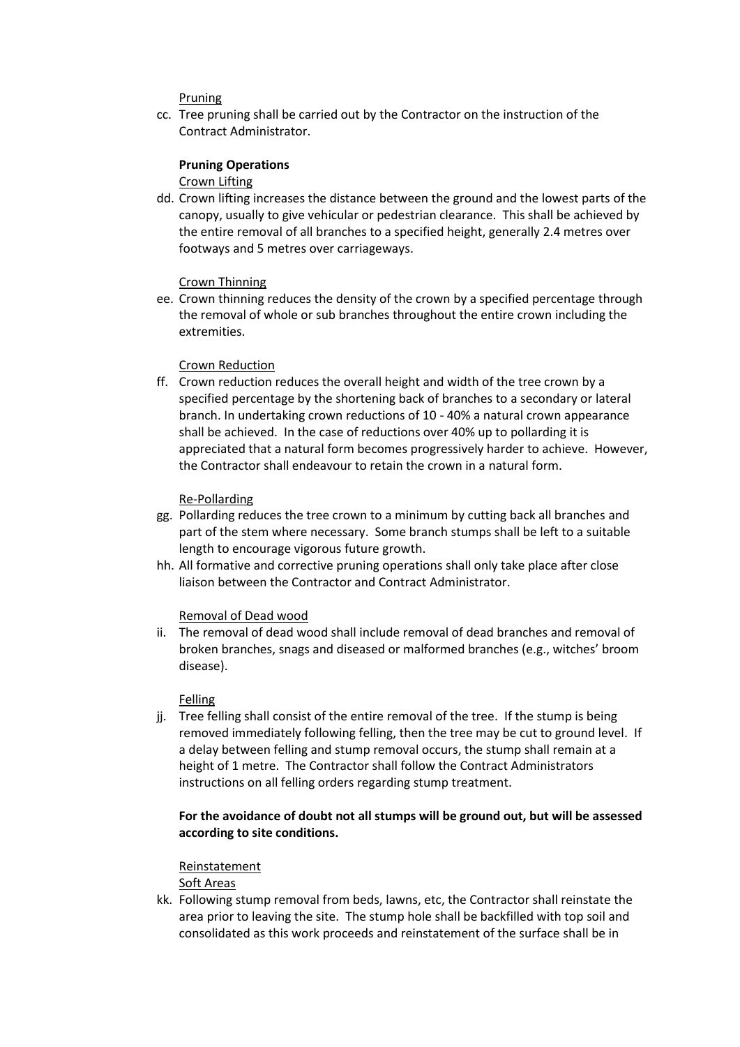<u>Pruning</u>

cc. Tree pruning shall be carried out by the Contractor on the instruction of the Contract Administrator.

**Pruning Operations**

<u>Crown Lifting</u>

dd. Crown lifting increases the distance between the ground and the lowest parts of the canopy, usually to give vehicular or pedestrian clearance. This shall be achieved by the entire removal of all branches to a specified height, generally 2.4 metres over footways and 5 metres over carriageways.

<u>Crown Thinning</u>

ee. Crown thinning reduces the density of the crown by a specified percentage through the removal of whole or sub branches throughout the entire crown including the extremities.

<u>Crown Reduction</u>

ff. Crown reduction reduces the overall height and width of the tree crown by a specified percentage by the shortening back of branches to a secondary or lateral branch. In undertaking crown reductions of 10 - 40% a natural crown appearance shall be achieved. In the case of reductions over 40% up to pollarding it is appreciated that a natural form becomes progressively harder to achieve. However, the Contractor shall endeavour to retain the crown in a natural form.

<u>Re-Pollarding</u>

gg. Pollarding reduces the tree crown to a minimum by cutting back all branches and part of the stem where necessary. Some branch stumps shall be left to a suitable length to encourage vigorous future growth.

hh. All formative and corrective pruning operations shall only take place after close liaison between the Contractor and Contract Administrator.

<u>Removal of Dead wood</u>

ii. The removal of dead wood shall include removal of dead branches and removal of broken branches, snags and diseased or malformed branches (e.g., witches' broom disease).

<u>Felling</u>

jj. Tree felling shall consist of the entire removal of the tree. If the stump is being removed immediately following felling, then the tree may be cut to ground level. If a delay between felling and stump removal occurs, the stump shall remain at a height of 1 metre. The Contractor shall follow the Contract Administrators instructions on all felling orders regarding stump treatment.

**For the avoidance of doubt not all stumps will be ground out, but will be assessed according to site conditions.**

<u>Reinstatement</u>

<u>Soft Areas</u>

kk. Following stump removal from beds, lawns, etc, the Contractor shall reinstate the area prior to leaving the site. The stump hole shall be backfilled with top soil and consolidated as this work proceeds and reinstatement of the surface shall be in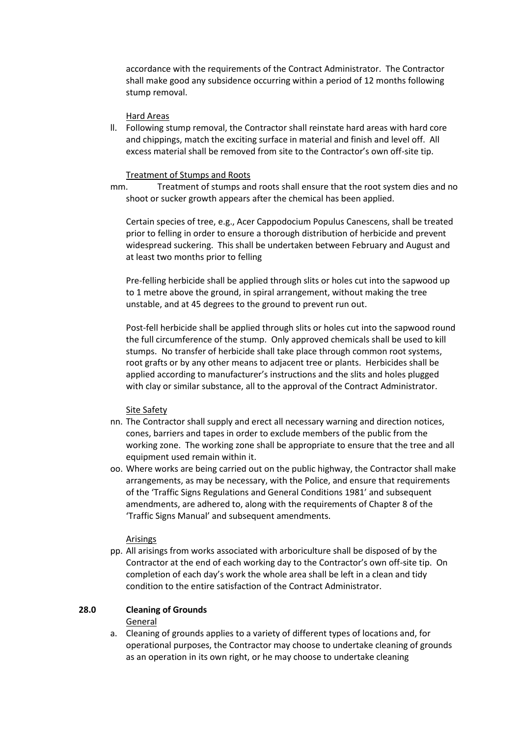accordance with the requirements of the Contract Administrator. The Contractor shall make good any subsidence occurring within a period of 12 months following stump removal.

Hard Areas

ll. Following stump removal, the Contractor shall reinstate hard areas with hard core and chippings, match the exciting surface in material and finish and level off. All excess material shall be removed from site to the Contractor's own off-site tip.

Treatment of Stumps and Roots

mm. Treatment of stumps and roots shall ensure that the root system dies and no shoot or sucker growth appears after the chemical has been applied.

Certain species of tree, e.g., Acer Cappodocium Populus Canescens, shall be treated prior to felling in order to ensure a thorough distribution of herbicide and prevent widespread suckering. This shall be undertaken between February and August and at least two months prior to felling

Pre-felling herbicide shall be applied through slits or holes cut into the sapwood up to 1 metre above the ground, in spiral arrangement, without making the tree unstable, and at 45 degrees to the ground to prevent run out.

Post-fell herbicide shall be applied through slits or holes cut into the sapwood round the full circumference of the stump. Only approved chemicals shall be used to kill stumps. No transfer of herbicide shall take place through common root systems, root grafts or by any other means to adjacent tree or plants. Herbicides shall be applied according to manufacturer's instructions and the slits and holes plugged with clay or similar substance, all to the approval of the Contract Administrator.

Site Safety

nn. The Contractor shall supply and erect all necessary warning and direction notices, cones, barriers and tapes in order to exclude members of the public from the working zone. The working zone shall be appropriate to ensure that the tree and all equipment used remain within it.

oo. Where works are being carried out on the public highway, the Contractor shall make arrangements, as may be necessary, with the Police, and ensure that requirements of the 'Traffic Signs Regulations and General Conditions 1981' and subsequent amendments, are adhered to, along with the requirements of Chapter 8 of the 'Traffic Signs Manual' and subsequent amendments.

Arisings

pp. All arisings from works associated with arboriculture shall be disposed of by the Contractor at the end of each working day to the Contractor's own off-site tip. On completion of each day's work the whole area shall be left in a clean and tidy condition to the entire satisfaction of the Contract Administrator.

## 28.0 Cleaning of Grounds

General

a. Cleaning of grounds applies to a variety of different types of locations and, for operational purposes, the Contractor may choose to undertake cleaning of grounds as an operation in its own right, or he may choose to undertake cleaning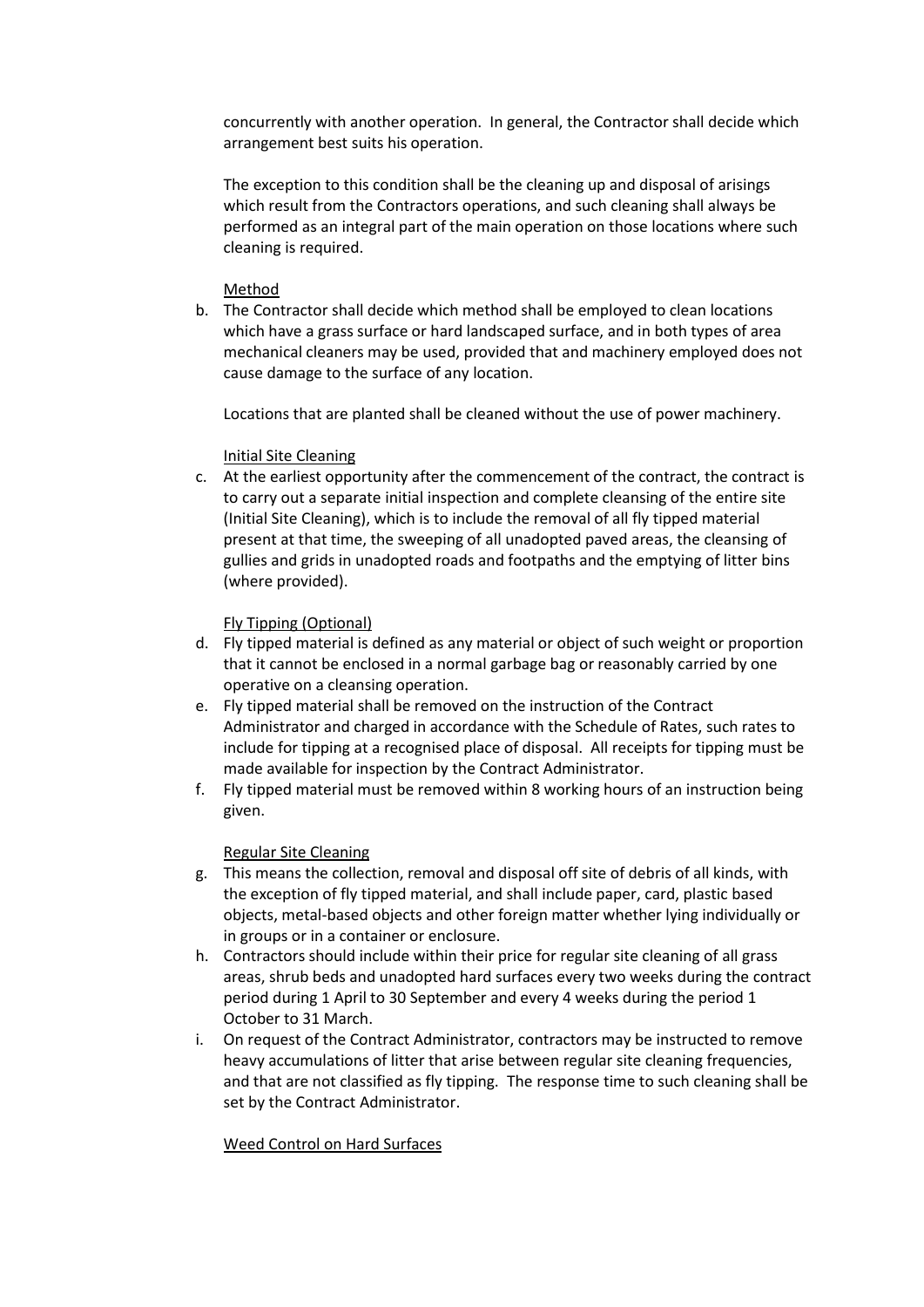concurrently with another operation. In general, the Contractor shall decide which arrangement best suits his operation.

The exception to this condition shall be the cleaning up and disposal of arisings which result from the Contractors operations, and such cleaning shall always be performed as an integral part of the main operation on those locations where such cleaning is required.

Method

b. The Contractor shall decide which method shall be employed to clean locations which have a grass surface or hard landscaped surface, and in both types of area mechanical cleaners may be used, provided that and machinery employed does not cause damage to the surface of any location.

   Locations that are planted shall be cleaned without the use of power machinery.

Initial Site Cleaning

c. At the earliest opportunity after the commencement of the contract, the contract is to carry out a separate initial inspection and complete cleansing of the entire site (Initial Site Cleaning), which is to include the removal of all fly tipped material present at that time, the sweeping of all unadopted paved areas, the cleansing of gullies and grids in unadopted roads and footpaths and the emptying of litter bins (where provided).

Fly Tipping (Optional)

d. Fly tipped material is defined as any material or object of such weight or proportion that it cannot be enclosed in a normal garbage bag or reasonably carried by one operative on a cleansing operation.
e. Fly tipped material shall be removed on the instruction of the Contract Administrator and charged in accordance with the Schedule of Rates, such rates to include for tipping at a recognised place of disposal. All receipts for tipping must be made available for inspection by the Contract Administrator.
f. Fly tipped material must be removed within 8 working hours of an instruction being given.

Regular Site Cleaning

g. This means the collection, removal and disposal off site of debris of all kinds, with the exception of fly tipped material, and shall include paper, card, plastic based objects, metal-based objects and other foreign matter whether lying individually or in groups or in a container or enclosure.
h. Contractors should include within their price for regular site cleaning of all grass areas, shrub beds and unadopted hard surfaces every two weeks during the contract period during 1 April to 30 September and every 4 weeks during the period 1 October to 31 March.
i. On request of the Contract Administrator, contractors may be instructed to remove heavy accumulations of litter that arise between regular site cleaning frequencies, and that are not classified as fly tipping. The response time to such cleaning shall be set by the Contract Administrator.

Weed Control on Hard Surfaces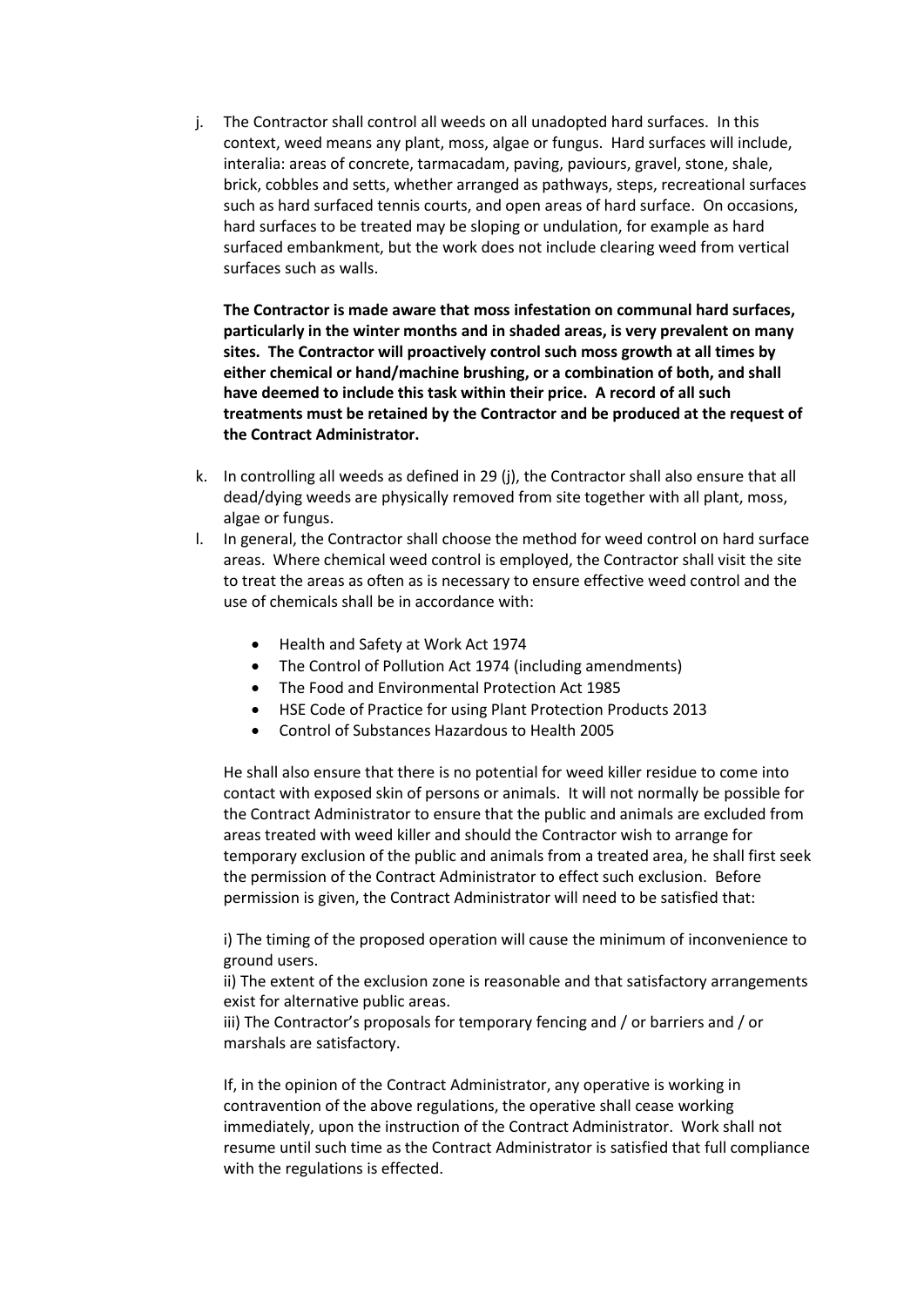j. The Contractor shall control all weeds on all unadopted hard surfaces. In this context, weed means any plant, moss, algae or fungus. Hard surfaces will include, interalia: areas of concrete, tarmacadam, paving, paviours, gravel, stone, shale, brick, cobbles and setts, whether arranged as pathways, steps, recreational surfaces such as hard surfaced tennis courts, and open areas of hard surface. On occasions, hard surfaces to be treated may be sloping or undulation, for example as hard surfaced embankment, but the work does not include clearing weed from vertical surfaces such as walls.

   **The Contractor is made aware that moss infestation on communal hard surfaces, particularly in the winter months and in shaded areas, is very prevalent on many sites. The Contractor will proactively control such moss growth at all times by either chemical or hand/machine brushing, or a combination of both, and shall have deemed to include this task within their price. A record of all such treatments must be retained by the Contractor and be produced at the request of the Contract Administrator.**

k. In controlling all weeds as defined in 29 (j), the Contractor shall also ensure that all dead/dying weeds are physically removed from site together with all plant, moss, algae or fungus.

l. In general, the Contractor shall choose the method for weed control on hard surface areas. Where chemical weed control is employed, the Contractor shall visit the site to treat the areas as often as is necessary to ensure effective weed control and the use of chemicals shall be in accordance with:

   - Health and Safety at Work Act 1974
   - The Control of Pollution Act 1974 (including amendments)
   - The Food and Environmental Protection Act 1985
   - HSE Code of Practice for using Plant Protection Products 2013
   - Control of Substances Hazardous to Health 2005

   He shall also ensure that there is no potential for weed killer residue to come into contact with exposed skin of persons or animals. It will not normally be possible for the Contract Administrator to ensure that the public and animals are excluded from areas treated with weed killer and should the Contractor wish to arrange for temporary exclusion of the public and animals from a treated area, he shall first seek the permission of the Contract Administrator to effect such exclusion. Before permission is given, the Contract Administrator will need to be satisfied that:

   i) The timing of the proposed operation will cause the minimum of inconvenience to ground users.
   ii) The extent of the exclusion zone is reasonable and that satisfactory arrangements exist for alternative public areas.
   iii) The Contractor's proposals for temporary fencing and / or barriers and / or marshals are satisfactory.

   If, in the opinion of the Contract Administrator, any operative is working in contravention of the above regulations, the operative shall cease working immediately, upon the instruction of the Contract Administrator. Work shall not resume until such time as the Contract Administrator is satisfied that full compliance with the regulations is effected.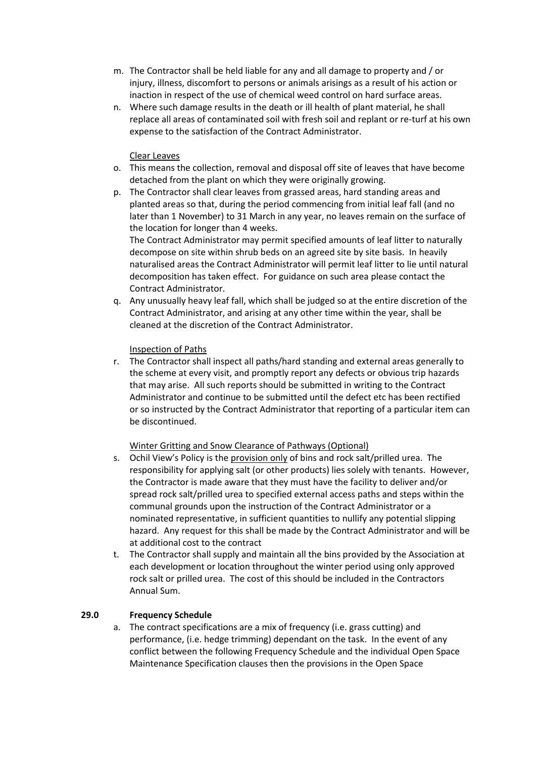m. The Contractor shall be held liable for any and all damage to property and / or injury, illness, discomfort to persons or animals arisings as a result of his action or inaction in respect of the use of chemical weed control on hard surface areas.
n. Where such damage results in the death or ill health of plant material, he shall replace all areas of contaminated soil with fresh soil and replant or re-turf at his own expense to the satisfaction of the Contract Administrator.

<u>Clear Leaves</u>

o. This means the collection, removal and disposal off site of leaves that have become detached from the plant on which they were originally growing.
p. The Contractor shall clear leaves from grassed areas, hard standing areas and planted areas so that, during the period commencing from initial leaf fall (and no later than 1 November) to 31 March in any year, no leaves remain on the surface of the location for longer than 4 weeks.
The Contract Administrator may permit specified amounts of leaf litter to naturally decompose on site within shrub beds on an agreed site by site basis. In heavily naturalised areas the Contract Administrator will permit leaf litter to lie until natural decomposition has taken effect. For guidance on such area please contact the Contract Administrator.
q. Any unusually heavy leaf fall, which shall be judged so at the entire discretion of the Contract Administrator, and arising at any other time within the year, shall be cleaned at the discretion of the Contract Administrator.

<u>Inspection of Paths</u>

r. The Contractor shall inspect all paths/hard standing and external areas generally to the scheme at every visit, and promptly report any defects or obvious trip hazards that may arise. All such reports should be submitted in writing to the Contract Administrator and continue to be submitted until the defect etc has been rectified or so instructed by the Contract Administrator that reporting of a particular item can be discontinued.

<u>Winter Gritting and Snow Clearance of Pathways (Optional)</u>

s. Ochil View's Policy is the <u>provision only</u> of bins and rock salt/prilled urea. The responsibility for applying salt (or other products) lies solely with tenants. However, the Contractor is made aware that they must have the facility to deliver and/or spread rock salt/prilled urea to specified external access paths and steps within the communal grounds upon the instruction of the Contract Administrator or a nominated representative, in sufficient quantities to nullify any potential slipping hazard. Any request for this shall be made by the Contract Administrator and will be at additional cost to the contract
t. The Contractor shall supply and maintain all the bins provided by the Association at each development or location throughout the winter period using only approved rock salt or prilled urea. The cost of this should be included in the Contractors Annual Sum.

**29.0 Frequency Schedule**

a. The contract specifications are a mix of frequency (i.e. grass cutting) and performance, (i.e. hedge trimming) dependant on the task. In the event of any conflict between the following Frequency Schedule and the individual Open Space Maintenance Specification clauses then the provisions in the Open Space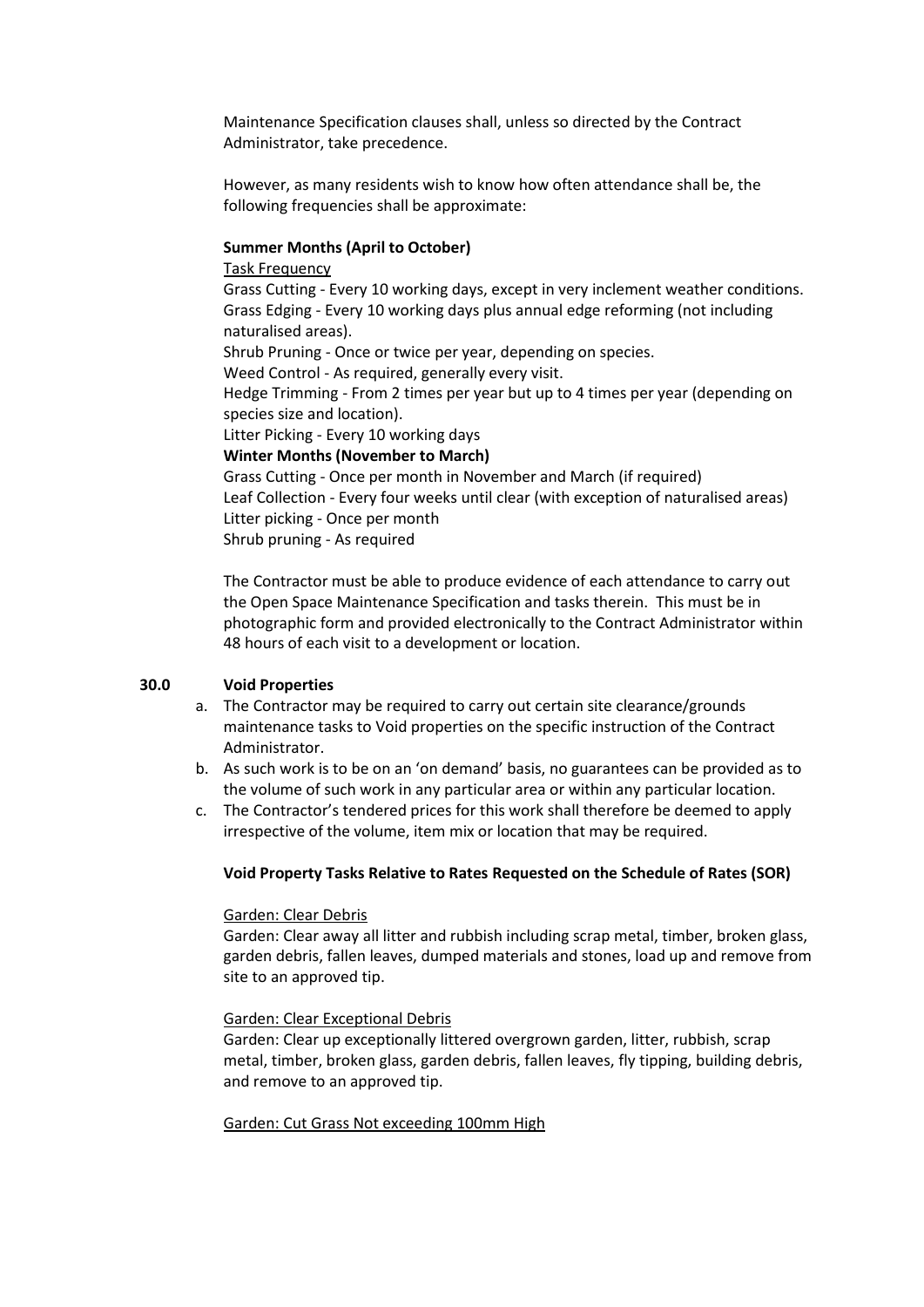Maintenance Specification clauses shall, unless so directed by the Contract Administrator, take precedence.

However, as many residents wish to know how often attendance shall be, the following frequencies shall be approximate:

**Summer Months (April to October)**

Task Frequency

Grass Cutting - Every 10 working days, except in very inclement weather conditions.
Grass Edging - Every 10 working days plus annual edge reforming (not including naturalised areas).
Shrub Pruning - Once or twice per year, depending on species.
Weed Control - As required, generally every visit.
Hedge Trimming - From 2 times per year but up to 4 times per year (depending on species size and location).
Litter Picking - Every 10 working days

**Winter Months (November to March)**

Grass Cutting - Once per month in November and March (if required)
Leaf Collection - Every four weeks until clear (with exception of naturalised areas)
Litter picking - Once per month
Shrub pruning - As required

The Contractor must be able to produce evidence of each attendance to carry out the Open Space Maintenance Specification and tasks therein. This must be in photographic form and provided electronically to the Contract Administrator within 48 hours of each visit to a development or location.

## 30.0 Void Properties

a. The Contractor may be required to carry out certain site clearance/grounds maintenance tasks to Void properties on the specific instruction of the Contract Administrator.
b. As such work is to be on an 'on demand' basis, no guarantees can be provided as to the volume of such work in any particular area or within any particular location.
c. The Contractor's tendered prices for this work shall therefore be deemed to apply irrespective of the volume, item mix or location that may be required.

**Void Property Tasks Relative to Rates Requested on the Schedule of Rates (SOR)**

Garden: Clear Debris

Garden: Clear away all litter and rubbish including scrap metal, timber, broken glass, garden debris, fallen leaves, dumped materials and stones, load up and remove from site to an approved tip.

Garden: Clear Exceptional Debris

Garden: Clear up exceptionally littered overgrown garden, litter, rubbish, scrap metal, timber, broken glass, garden debris, fallen leaves, fly tipping, building debris, and remove to an approved tip.

Garden: Cut Grass Not exceeding 100mm High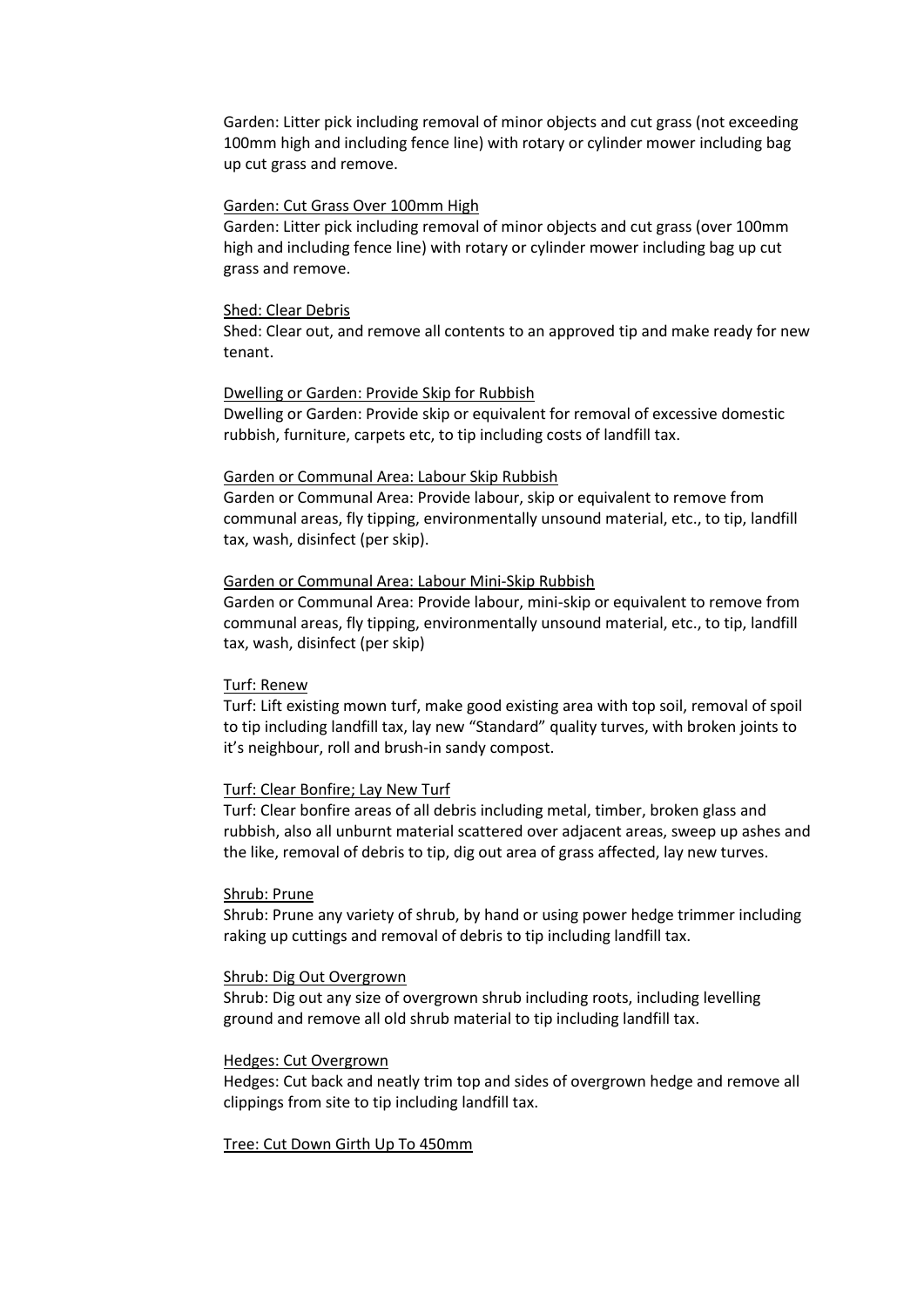Garden: Litter pick including removal of minor objects and cut grass (not exceeding 100mm high and including fence line) with rotary or cylinder mower including bag up cut grass and remove.

Garden: Cut Grass Over 100mm High

Garden: Litter pick including removal of minor objects and cut grass (over 100mm high and including fence line) with rotary or cylinder mower including bag up cut grass and remove.

Shed: Clear Debris

Shed: Clear out, and remove all contents to an approved tip and make ready for new tenant.

Dwelling or Garden: Provide Skip for Rubbish

Dwelling or Garden: Provide skip or equivalent for removal of excessive domestic rubbish, furniture, carpets etc, to tip including costs of landfill tax.

Garden or Communal Area: Labour Skip Rubbish

Garden or Communal Area: Provide labour, skip or equivalent to remove from communal areas, fly tipping, environmentally unsound material, etc., to tip, landfill tax, wash, disinfect (per skip).

Garden or Communal Area: Labour Mini-Skip Rubbish

Garden or Communal Area: Provide labour, mini-skip or equivalent to remove from communal areas, fly tipping, environmentally unsound material, etc., to tip, landfill tax, wash, disinfect (per skip)

Turf: Renew

Turf: Lift existing mown turf, make good existing area with top soil, removal of spoil to tip including landfill tax, lay new "Standard" quality turves, with broken joints to it's neighbour, roll and brush-in sandy compost.

Turf: Clear Bonfire; Lay New Turf

Turf: Clear bonfire areas of all debris including metal, timber, broken glass and rubbish, also all unburnt material scattered over adjacent areas, sweep up ashes and the like, removal of debris to tip, dig out area of grass affected, lay new turves.

Shrub: Prune

Shrub: Prune any variety of shrub, by hand or using power hedge trimmer including raking up cuttings and removal of debris to tip including landfill tax.

Shrub: Dig Out Overgrown

Shrub: Dig out any size of overgrown shrub including roots, including levelling ground and remove all old shrub material to tip including landfill tax.

Hedges: Cut Overgrown

Hedges: Cut back and neatly trim top and sides of overgrown hedge and remove all clippings from site to tip including landfill tax.

Tree: Cut Down Girth Up To 450mm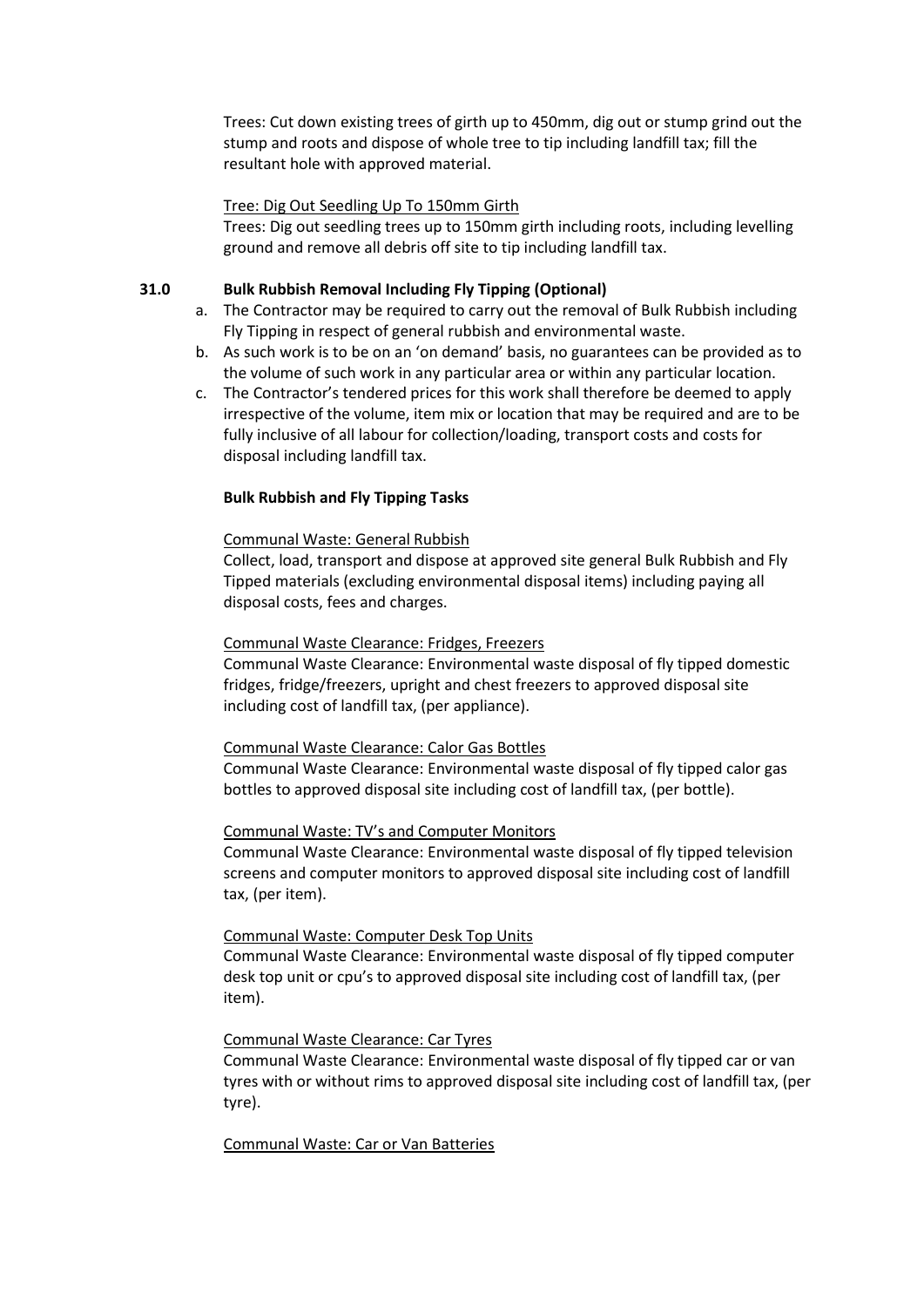Trees: Cut down existing trees of girth up to 450mm, dig out or stump grind out the stump and roots and dispose of whole tree to tip including landfill tax; fill the resultant hole with approved material.

Tree: Dig Out Seedling Up To 150mm Girth

Trees: Dig out seedling trees up to 150mm girth including roots, including levelling ground and remove all debris off site to tip including landfill tax.

**31.0 Bulk Rubbish Removal Including Fly Tipping (Optional)**

a. The Contractor may be required to carry out the removal of Bulk Rubbish including Fly Tipping in respect of general rubbish and environmental waste.
b. As such work is to be on an 'on demand' basis, no guarantees can be provided as to the volume of such work in any particular area or within any particular location.
c. The Contractor's tendered prices for this work shall therefore be deemed to apply irrespective of the volume, item mix or location that may be required and are to be fully inclusive of all labour for collection/loading, transport costs and costs for disposal including landfill tax.

**Bulk Rubbish and Fly Tipping Tasks**

Communal Waste: General Rubbish

Collect, load, transport and dispose at approved site general Bulk Rubbish and Fly Tipped materials (excluding environmental disposal items) including paying all disposal costs, fees and charges.

Communal Waste Clearance: Fridges, Freezers

Communal Waste Clearance: Environmental waste disposal of fly tipped domestic fridges, fridge/freezers, upright and chest freezers to approved disposal site including cost of landfill tax, (per appliance).

Communal Waste Clearance: Calor Gas Bottles

Communal Waste Clearance: Environmental waste disposal of fly tipped calor gas bottles to approved disposal site including cost of landfill tax, (per bottle).

Communal Waste: TV's and Computer Monitors

Communal Waste Clearance: Environmental waste disposal of fly tipped television screens and computer monitors to approved disposal site including cost of landfill tax, (per item).

Communal Waste: Computer Desk Top Units

Communal Waste Clearance: Environmental waste disposal of fly tipped computer desk top unit or cpu's to approved disposal site including cost of landfill tax, (per item).

Communal Waste Clearance: Car Tyres

Communal Waste Clearance: Environmental waste disposal of fly tipped car or van tyres with or without rims to approved disposal site including cost of landfill tax, (per tyre).

Communal Waste: Car or Van Batteries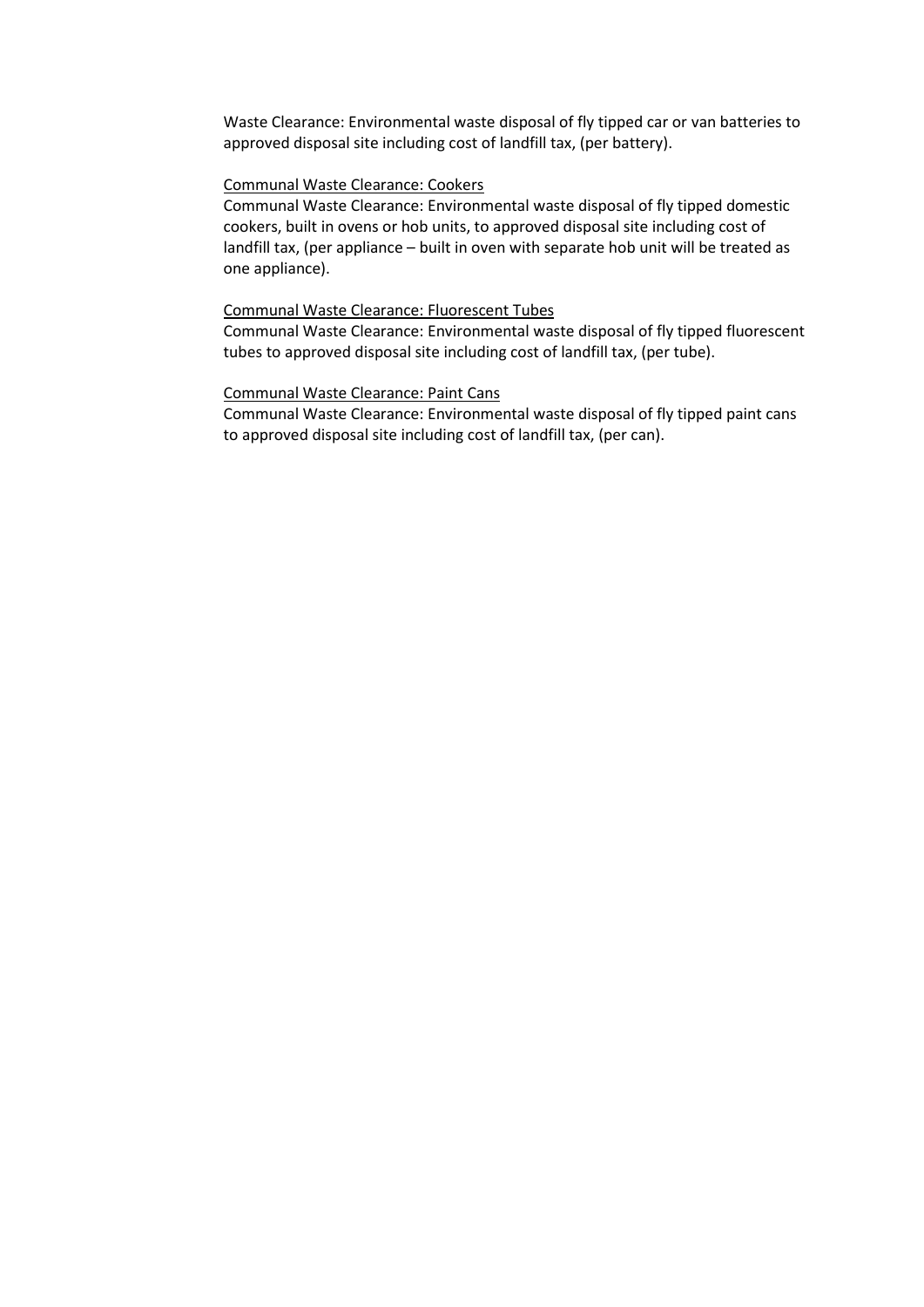Waste Clearance: Environmental waste disposal of fly tipped car or van batteries to approved disposal site including cost of landfill tax, (per battery).

<u>Communal Waste Clearance: Cookers</u>

Communal Waste Clearance: Environmental waste disposal of fly tipped domestic cookers, built in ovens or hob units, to approved disposal site including cost of landfill tax, (per appliance – built in oven with separate hob unit will be treated as one appliance).

<u>Communal Waste Clearance: Fluorescent Tubes</u>

Communal Waste Clearance: Environmental waste disposal of fly tipped fluorescent tubes to approved disposal site including cost of landfill tax, (per tube).

<u>Communal Waste Clearance: Paint Cans</u>

Communal Waste Clearance: Environmental waste disposal of fly tipped paint cans to approved disposal site including cost of landfill tax, (per can).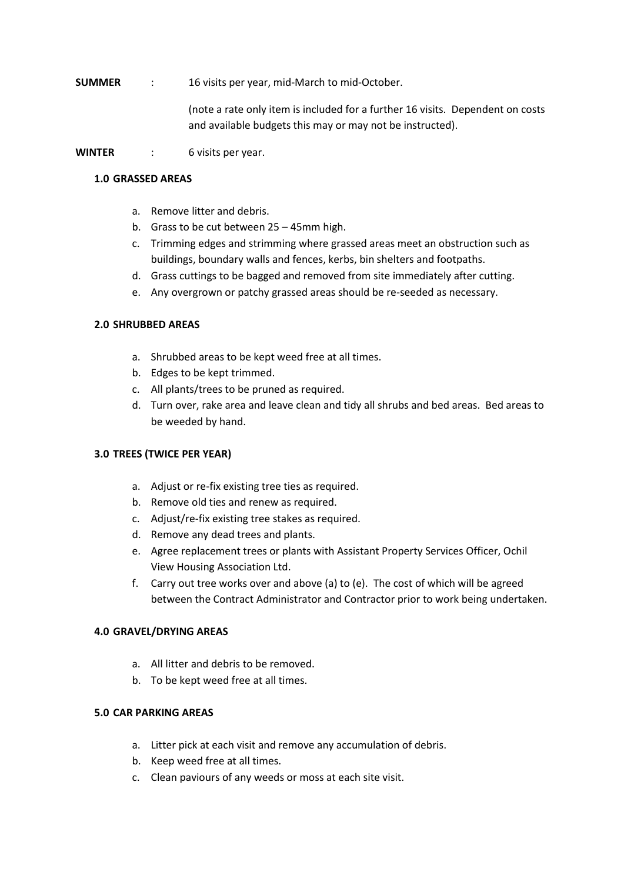**SUMMER** : 16 visits per year, mid-March to mid-October.

(note a rate only item is included for a further 16 visits. Dependent on costs and available budgets this may or may not be instructed).

**WINTER** : 6 visits per year.

**1.0 GRASSED AREAS**

a. Remove litter and debris.
b. Grass to be cut between 25 – 45mm high.
c. Trimming edges and strimming where grassed areas meet an obstruction such as buildings, boundary walls and fences, kerbs, bin shelters and footpaths.
d. Grass cuttings to be bagged and removed from site immediately after cutting.
e. Any overgrown or patchy grassed areas should be re-seeded as necessary.

**2.0 SHRUBBED AREAS**

a. Shrubbed areas to be kept weed free at all times.
b. Edges to be kept trimmed.
c. All plants/trees to be pruned as required.
d. Turn over, rake area and leave clean and tidy all shrubs and bed areas. Bed areas to be weeded by hand.

**3.0 TREES (TWICE PER YEAR)**

a. Adjust or re-fix existing tree ties as required.
b. Remove old ties and renew as required.
c. Adjust/re-fix existing tree stakes as required.
d. Remove any dead trees and plants.
e. Agree replacement trees or plants with Assistant Property Services Officer, Ochil View Housing Association Ltd.
f. Carry out tree works over and above (a) to (e). The cost of which will be agreed between the Contract Administrator and Contractor prior to work being undertaken.

**4.0 GRAVEL/DRYING AREAS**

a. All litter and debris to be removed.
b. To be kept weed free at all times.

**5.0 CAR PARKING AREAS**

a. Litter pick at each visit and remove any accumulation of debris.
b. Keep weed free at all times.
c. Clean paviours of any weeds or moss at each site visit.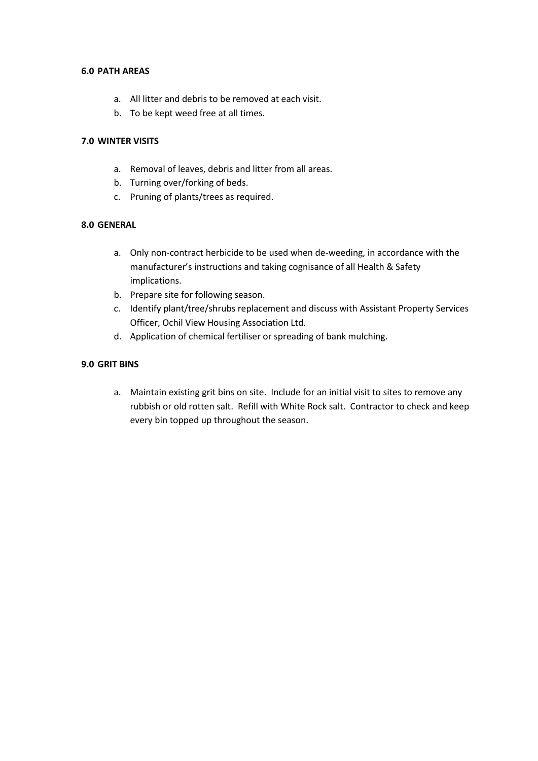**6.0 PATH AREAS**

a. All litter and debris to be removed at each visit.
b. To be kept weed free at all times.

**7.0 WINTER VISITS**

a. Removal of leaves, debris and litter from all areas.
b. Turning over/forking of beds.
c. Pruning of plants/trees as required.

**8.0 GENERAL**

a. Only non-contract herbicide to be used when de-weeding, in accordance with the manufacturer's instructions and taking cognisance of all Health & Safety implications.
b. Prepare site for following season.
c. Identify plant/tree/shrubs replacement and discuss with Assistant Property Services Officer, Ochil View Housing Association Ltd.
d. Application of chemical fertiliser or spreading of bank mulching.

**9.0 GRIT BINS**

a. Maintain existing grit bins on site. Include for an initial visit to sites to remove any rubbish or old rotten salt. Refill with White Rock salt. Contractor to check and keep every bin topped up throughout the season.